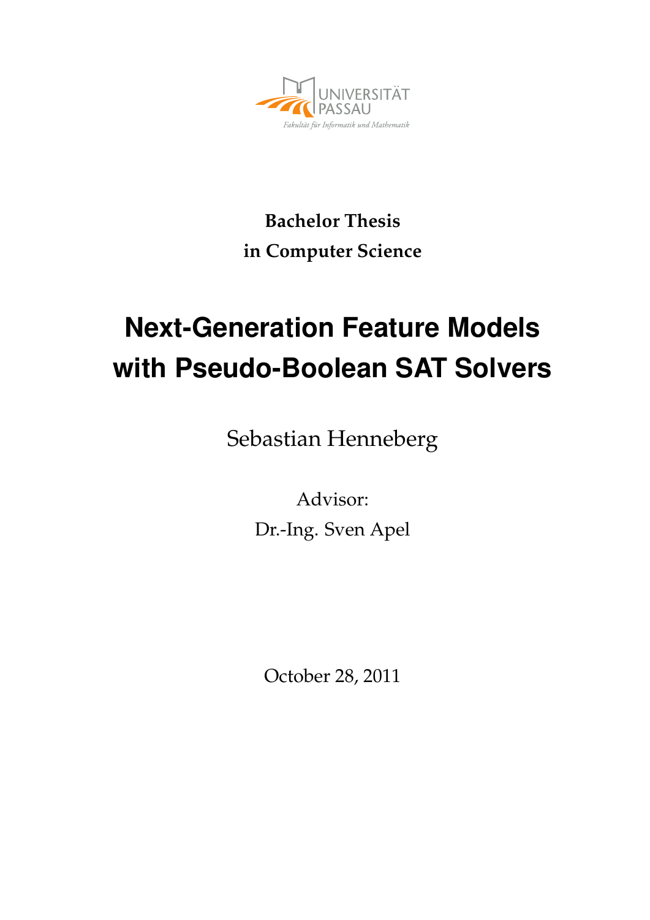UNIVERSITÄT PASSAU

*Fakultät für Informatik und Mathematik*

**Bachelor Thesis**
**in Computer Science**

# Next-Generation Feature Models with Pseudo-Boolean SAT Solvers

Sebastian Henneberg

Advisor:
Dr.-Ing. Sven Apel

October 28, 2011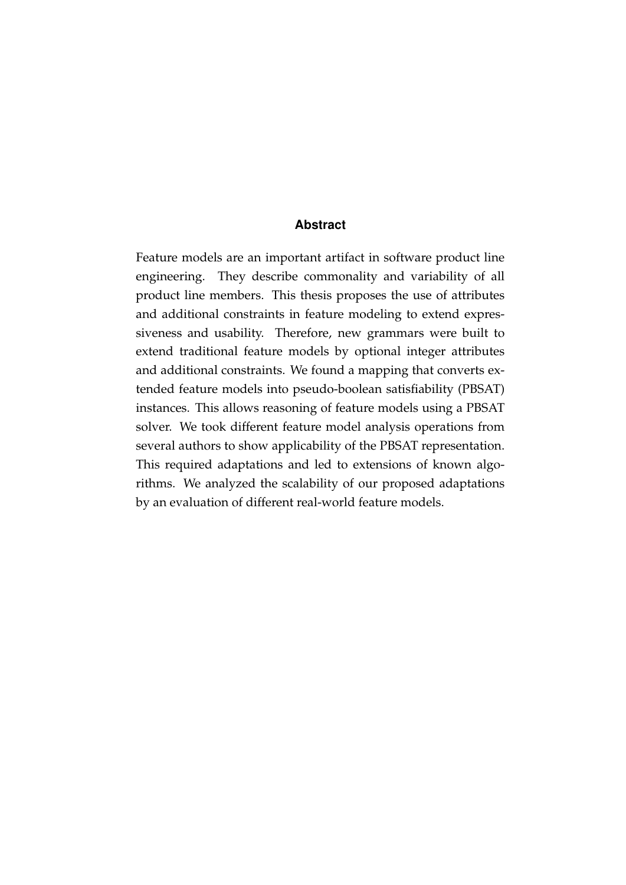## Abstract

Feature models are an important artifact in software product line engineering. They describe commonality and variability of all product line members. This thesis proposes the use of attributes and additional constraints in feature modeling to extend expressiveness and usability. Therefore, new grammars were built to extend traditional feature models by optional integer attributes and additional constraints. We found a mapping that converts extended feature models into pseudo-boolean satisfiability (PBSAT) instances. This allows reasoning of feature models using a PBSAT solver. We took different feature model analysis operations from several authors to show applicability of the PBSAT representation. This required adaptations and led to extensions of known algorithms. We analyzed the scalability of our proposed adaptations by an evaluation of different real-world feature models.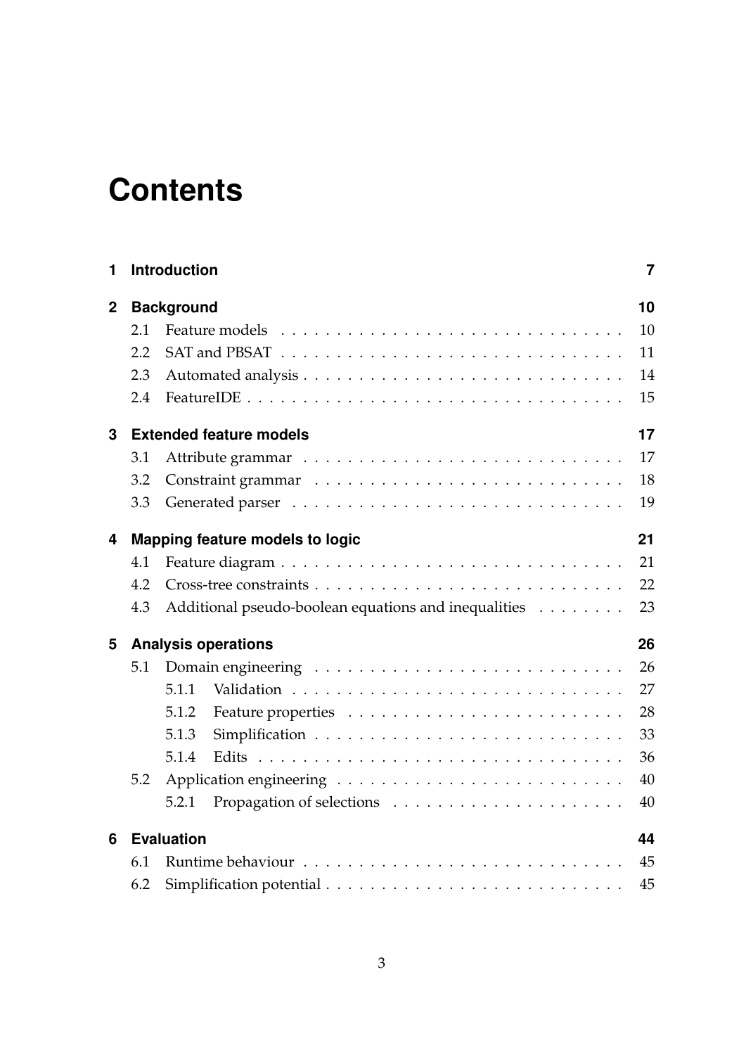# Contents

**1 Introduction** — 7

**2 Background** — 10
- 2.1 Feature models — 10
- 2.2 SAT and PBSAT — 11
- 2.3 Automated analysis — 14
- 2.4 FeatureIDE — 15

**3 Extended feature models** — 17
- 3.1 Attribute grammar — 17
- 3.2 Constraint grammar — 18
- 3.3 Generated parser — 19

**4 Mapping feature models to logic** — 21
- 4.1 Feature diagram — 21
- 4.2 Cross-tree constraints — 22
- 4.3 Additional pseudo-boolean equations and inequalities — 23

**5 Analysis operations** — 26
- 5.1 Domain engineering — 26
  - 5.1.1 Validation — 27
  - 5.1.2 Feature properties — 28
  - 5.1.3 Simplification — 33
  - 5.1.4 Edits — 36
- 5.2 Application engineering — 40
  - 5.2.1 Propagation of selections — 40

**6 Evaluation** — 44
- 6.1 Runtime behaviour — 45
- 6.2 Simplification potential — 45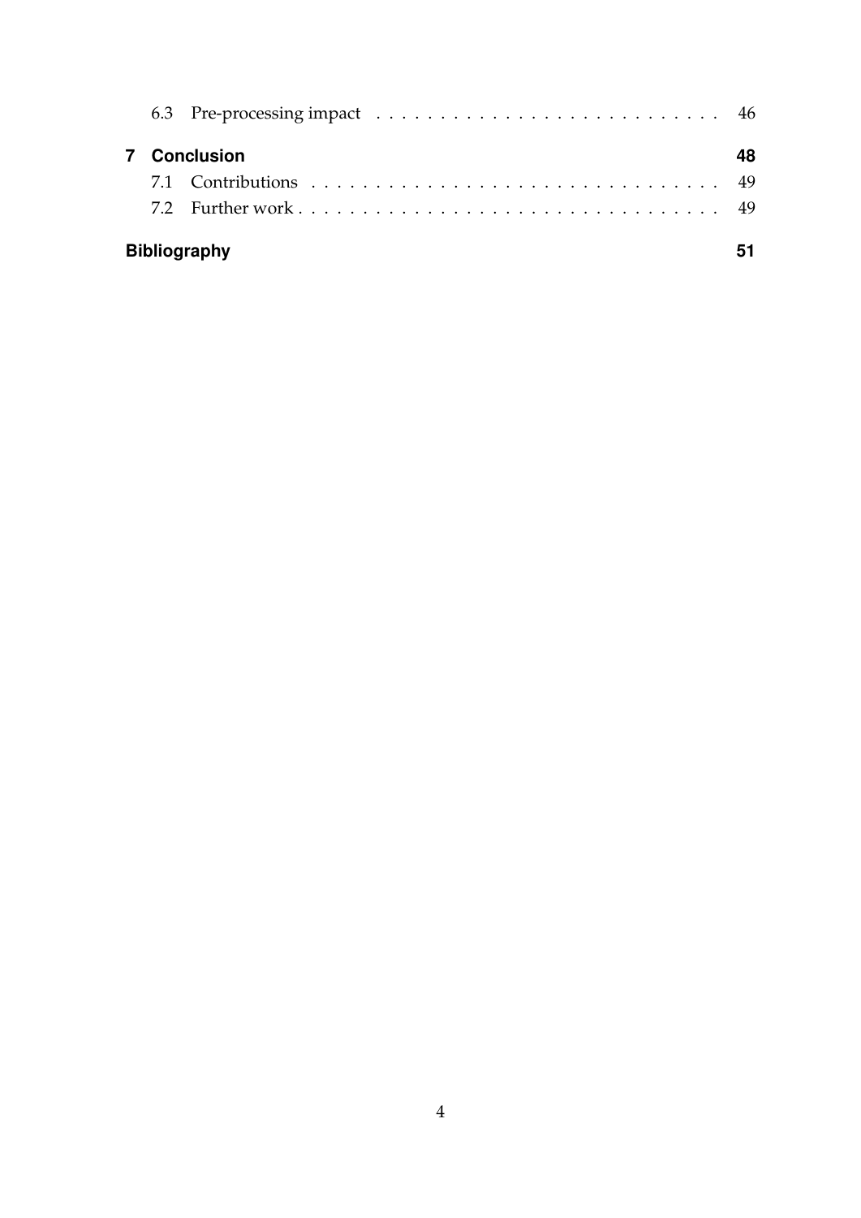6.3 Pre-processing impact . . . . . . . . . . . . . . . . . . . . . . . . . . . 46

**7 Conclusion** **48**

7.1 Contributions . . . . . . . . . . . . . . . . . . . . . . . . . . . . . . . . 49

7.2 Further work . . . . . . . . . . . . . . . . . . . . . . . . . . . . . . . . 49

**Bibliography** **51**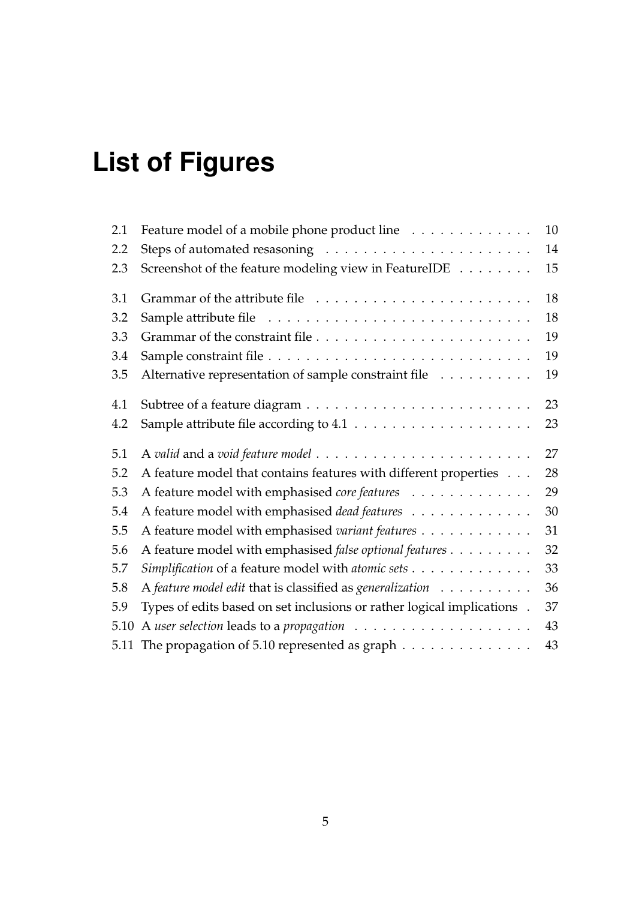# List of Figures

2.1 Feature model of a mobile phone product line . . . . . . . . . . . . . 10
2.2 Steps of automated resasoning . . . . . . . . . . . . . . . . . . . . . . 14
2.3 Screenshot of the feature modeling view in FeatureIDE . . . . . . . . 15

3.1 Grammar of the attribute file . . . . . . . . . . . . . . . . . . . . . . . 18
3.2 Sample attribute file . . . . . . . . . . . . . . . . . . . . . . . . . . . . 18
3.3 Grammar of the constraint file . . . . . . . . . . . . . . . . . . . . . . 19
3.4 Sample constraint file . . . . . . . . . . . . . . . . . . . . . . . . . . . 19
3.5 Alternative representation of sample constraint file . . . . . . . . . . 19

4.1 Subtree of a feature diagram . . . . . . . . . . . . . . . . . . . . . . . 23
4.2 Sample attribute file according to 4.1 . . . . . . . . . . . . . . . . . . 23

5.1 A *valid* and a *void feature model* . . . . . . . . . . . . . . . . . . . . . . 27
5.2 A feature model that contains features with different properties . . . 28
5.3 A feature model with emphasised *core features* . . . . . . . . . . . . . 29
5.4 A feature model with emphasised *dead features* . . . . . . . . . . . . . 30
5.5 A feature model with emphasised *variant features* . . . . . . . . . . . . 31
5.6 A feature model with emphasised *false optional features* . . . . . . . . . 32
5.7 *Simplification* of a feature model with *atomic sets* . . . . . . . . . . . . . 33
5.8 A *feature model edit* that is classified as *generalization* . . . . . . . . . . 36
5.9 Types of edits based on set inclusions or rather logical implications . 37
5.10 A *user selection* leads to a *propagation* . . . . . . . . . . . . . . . . . . . 43
5.11 The propagation of 5.10 represented as graph . . . . . . . . . . . . . . 43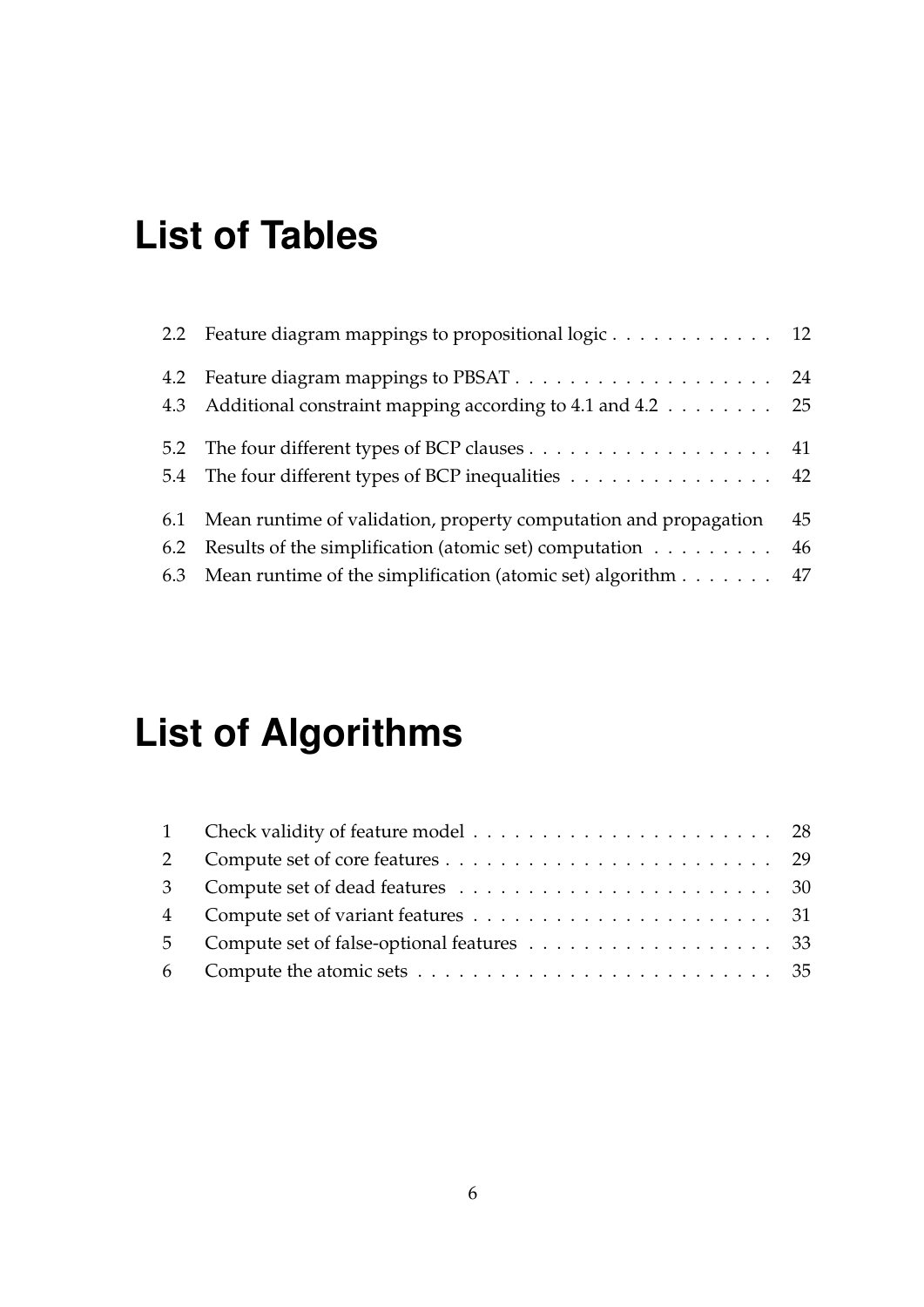# List of Tables

| | | |
|---|---|---|
| 2.2 | Feature diagram mappings to propositional logic | 12 |
| 4.2 | Feature diagram mappings to PBSAT | 24 |
| 4.3 | Additional constraint mapping according to 4.1 and 4.2 | 25 |
| 5.2 | The four different types of BCP clauses | 41 |
| 5.4 | The four different types of BCP inequalities | 42 |
| 6.1 | Mean runtime of validation, property computation and propagation | 45 |
| 6.2 | Results of the simplification (atomic set) computation | 46 |
| 6.3 | Mean runtime of the simplification (atomic set) algorithm | 47 |

# List of Algorithms

| | | |
|---|---|---|
| 1 | Check validity of feature model | 28 |
| 2 | Compute set of core features | 29 |
| 3 | Compute set of dead features | 30 |
| 4 | Compute set of variant features | 31 |
| 5 | Compute set of false-optional features | 33 |
| 6 | Compute the atomic sets | 35 |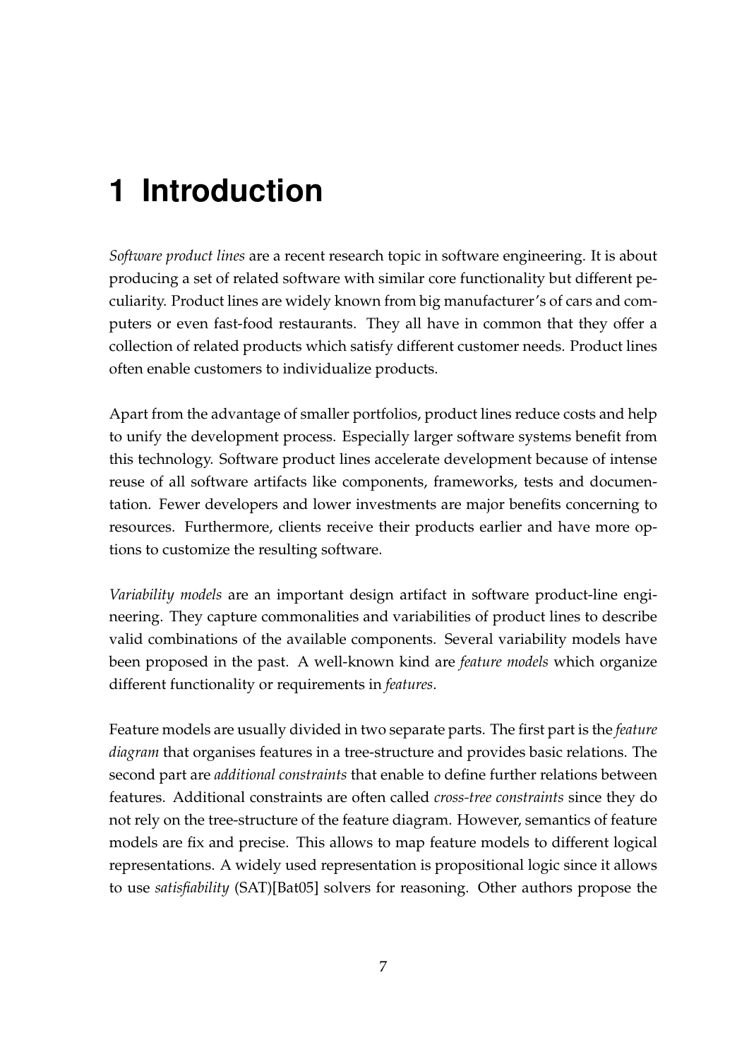# 1 Introduction

*Software product lines* are a recent research topic in software engineering. It is about producing a set of related software with similar core functionality but different peculiarity. Product lines are widely known from big manufacturer's of cars and computers or even fast-food restaurants. They all have in common that they offer a collection of related products which satisfy different customer needs. Product lines often enable customers to individualize products.

Apart from the advantage of smaller portfolios, product lines reduce costs and help to unify the development process. Especially larger software systems benefit from this technology. Software product lines accelerate development because of intense reuse of all software artifacts like components, frameworks, tests and documentation. Fewer developers and lower investments are major benefits concerning to resources. Furthermore, clients receive their products earlier and have more options to customize the resulting software.

*Variability models* are an important design artifact in software product-line engineering. They capture commonalities and variabilities of product lines to describe valid combinations of the available components. Several variability models have been proposed in the past. A well-known kind are *feature models* which organize different functionality or requirements in *features*.

Feature models are usually divided in two separate parts. The first part is the *feature diagram* that organises features in a tree-structure and provides basic relations. The second part are *additional constraints* that enable to define further relations between features. Additional constraints are often called *cross-tree constraints* since they do not rely on the tree-structure of the feature diagram. However, semantics of feature models are fix and precise. This allows to map feature models to different logical representations. A widely used representation is propositional logic since it allows to use *satisfiability* (SAT)[Bat05] solvers for reasoning. Other authors propose the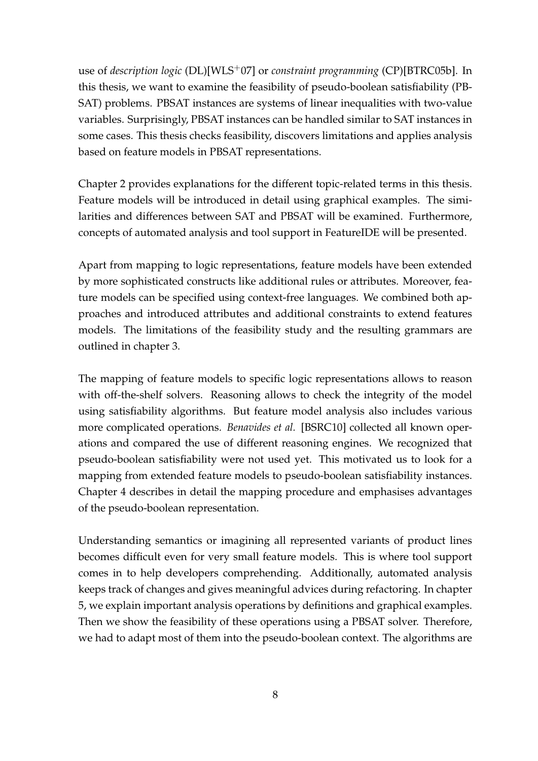use of *description logic* (DL)[WLS$^{+}$07] or *constraint programming* (CP)[BTRC05b]. In this thesis, we want to examine the feasibility of pseudo-boolean satisfiability (PBSAT) problems. PBSAT instances are systems of linear inequalities with two-value variables. Surprisingly, PBSAT instances can be handled similar to SAT instances in some cases. This thesis checks feasibility, discovers limitations and applies analysis based on feature models in PBSAT representations.

Chapter 2 provides explanations for the different topic-related terms in this thesis. Feature models will be introduced in detail using graphical examples. The similarities and differences between SAT and PBSAT will be examined. Furthermore, concepts of automated analysis and tool support in FeatureIDE will be presented.

Apart from mapping to logic representations, feature models have been extended by more sophisticated constructs like additional rules or attributes. Moreover, feature models can be specified using context-free languages. We combined both approaches and introduced attributes and additional constraints to extend features models. The limitations of the feasibility study and the resulting grammars are outlined in chapter 3.

The mapping of feature models to specific logic representations allows to reason with off-the-shelf solvers. Reasoning allows to check the integrity of the model using satisfiability algorithms. But feature model analysis also includes various more complicated operations. *Benavides et al.* [BSRC10] collected all known operations and compared the use of different reasoning engines. We recognized that pseudo-boolean satisfiability were not used yet. This motivated us to look for a mapping from extended feature models to pseudo-boolean satisfiability instances. Chapter 4 describes in detail the mapping procedure and emphasises advantages of the pseudo-boolean representation.

Understanding semantics or imagining all represented variants of product lines becomes difficult even for very small feature models. This is where tool support comes in to help developers comprehending. Additionally, automated analysis keeps track of changes and gives meaningful advices during refactoring. In chapter 5, we explain important analysis operations by definitions and graphical examples. Then we show the feasibility of these operations using a PBSAT solver. Therefore, we had to adapt most of them into the pseudo-boolean context. The algorithms are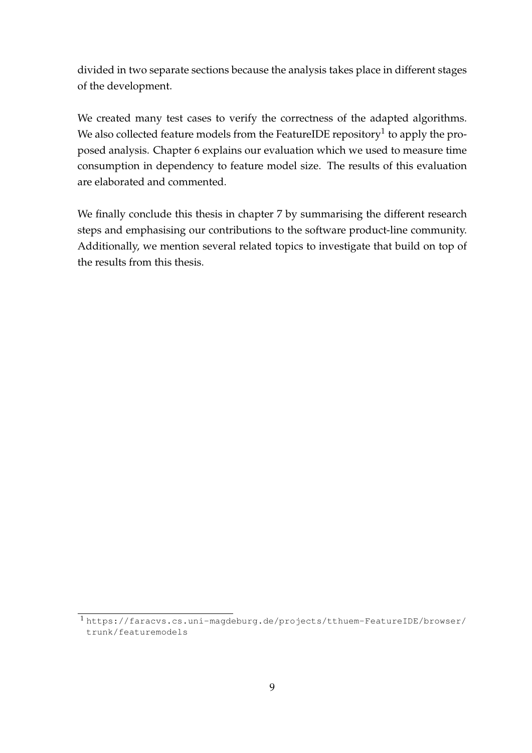divided in two separate sections because the analysis takes place in different stages of the development.

We created many test cases to verify the correctness of the adapted algorithms. We also collected feature models from the FeatureIDE repository[1] to apply the proposed analysis. Chapter 6 explains our evaluation which we used to measure time consumption in dependency to feature model size. The results of this evaluation are elaborated and commented.

We finally conclude this thesis in chapter 7 by summarising the different research steps and emphasising our contributions to the software product-line community. Additionally, we mention several related topics to investigate that build on top of the results from this thesis.

[1] `https://faracvs.cs.uni-magdeburg.de/projects/tthuem-FeatureIDE/browser/trunk/featuremodels`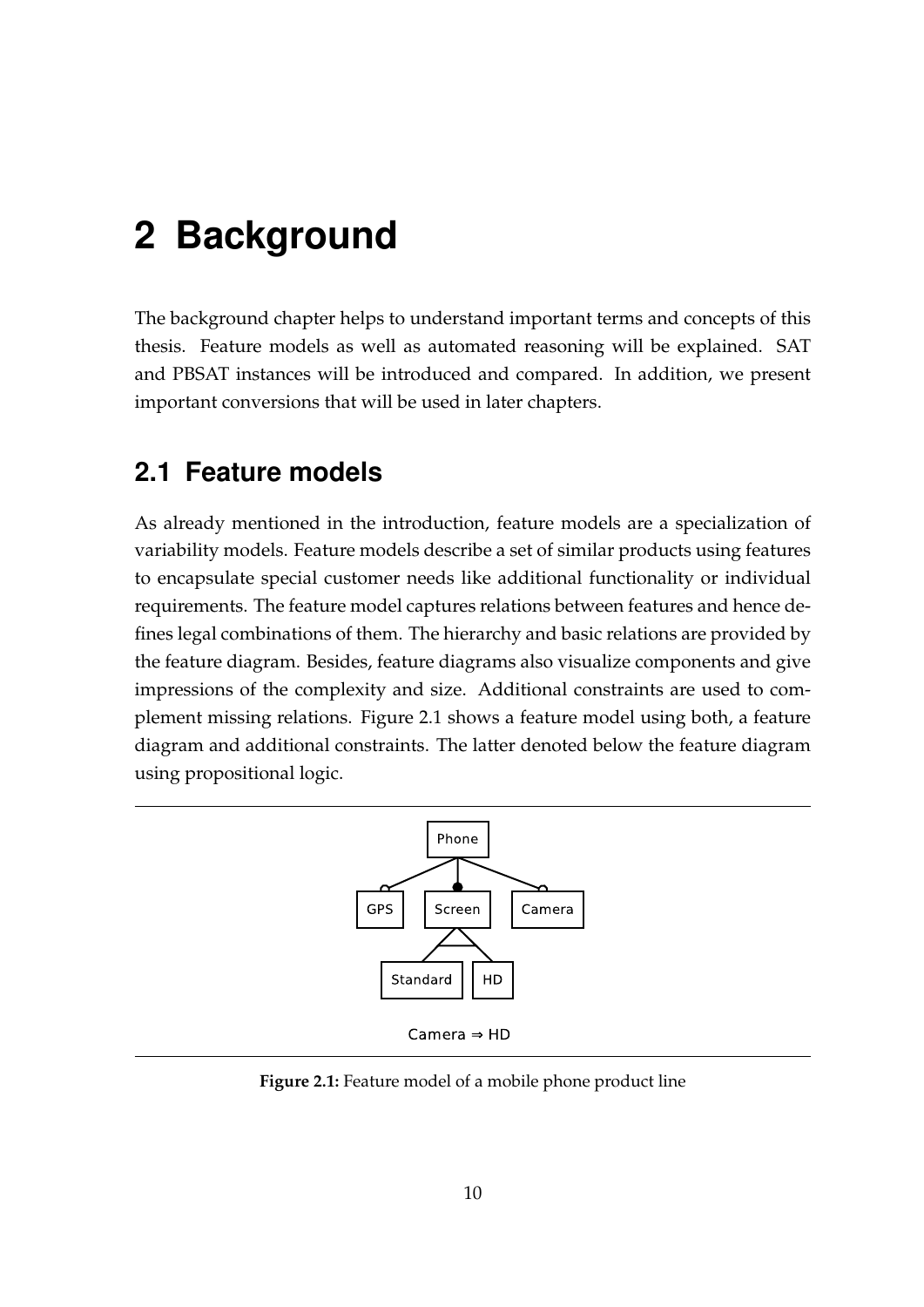# 2 Background

The background chapter helps to understand important terms and concepts of this thesis. Feature models as well as automated reasoning will be explained. SAT and PBSAT instances will be introduced and compared. In addition, we present important conversions that will be used in later chapters.

## 2.1 Feature models

As already mentioned in the introduction, feature models are a specialization of variability models. Feature models describe a set of similar products using features to encapsulate special customer needs like additional functionality or individual requirements. The feature model captures relations between features and hence defines legal combinations of them. The hierarchy and basic relations are provided by the feature diagram. Besides, feature diagrams also visualize components and give impressions of the complexity and size. Additional constraints are used to complement missing relations. Figure 2.1 shows a feature model using both, a feature diagram and additional constraints. The latter denoted below the feature diagram using propositional logic.

Camera ⇒ HD

**Figure 2.1:** Feature model of a mobile phone product line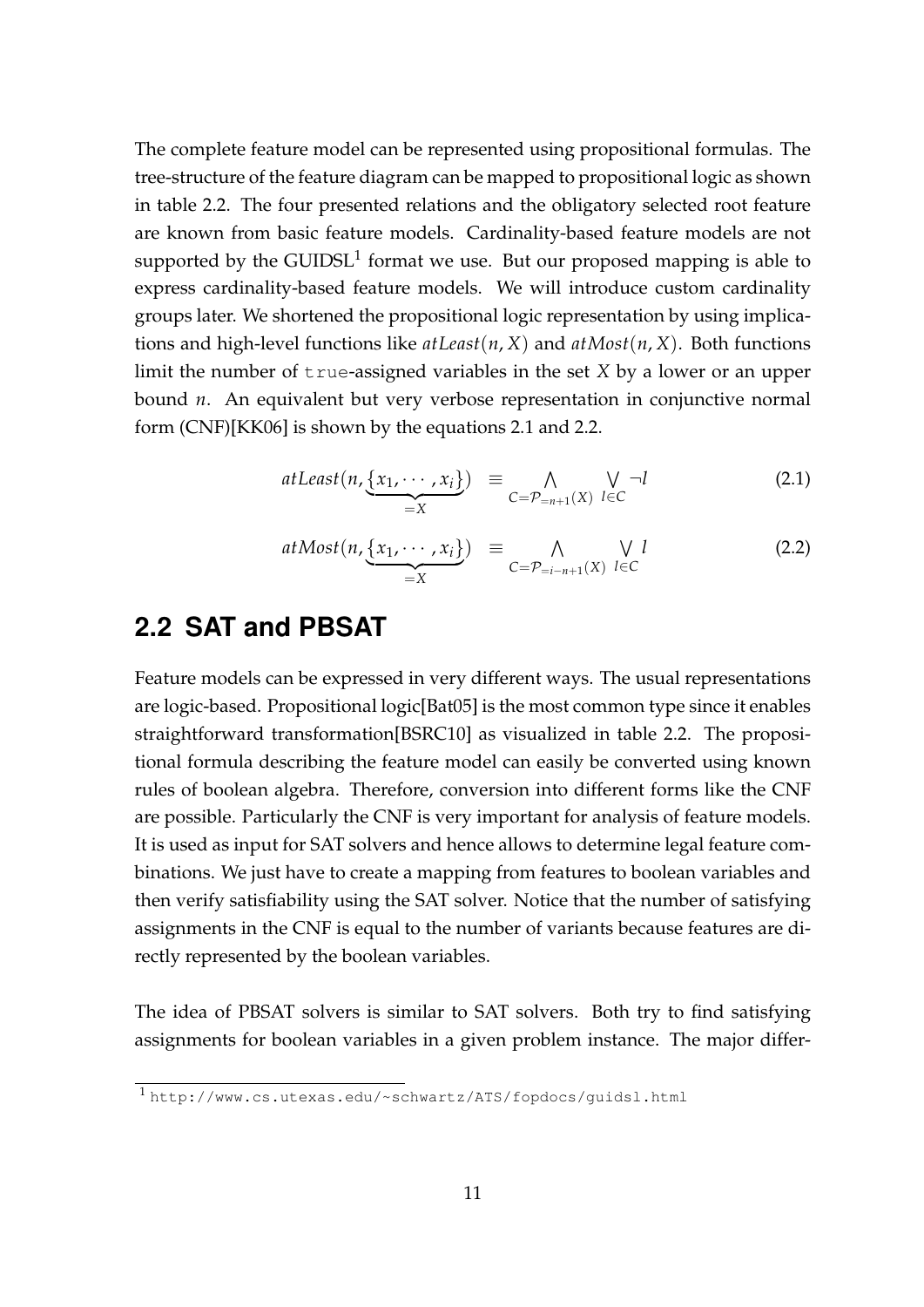The complete feature model can be represented using propositional formulas. The tree-structure of the feature diagram can be mapped to propositional logic as shown in table 2.2. The four presented relations and the obligatory selected root feature are known from basic feature models. Cardinality-based feature models are not supported by the GUIDSL[1] format we use. But our proposed mapping is able to express cardinality-based feature models. We will introduce custom cardinality groups later. We shortened the propositional logic representation by using implications and high-level functions like $atLeast(n, X)$ and $atMost(n, X)$. Both functions limit the number of `true`-assigned variables in the set $X$ by a lower or an upper bound $n$. An equivalent but very verbose representation in conjunctive normal form (CNF)[KK06] is shown by the equations 2.1 and 2.2.

$$atLeast(n, \underbrace{\{x_1, \cdots, x_i\}}_{=X}) \equiv \bigwedge_{C=\mathcal{P}_{=n+1}(X)} \bigvee_{l \in C} \neg l \tag{2.1}$$

$$atMost(n, \underbrace{\{x_1, \cdots, x_i\}}_{=X}) \equiv \bigwedge_{C=\mathcal{P}_{=i-n+1}(X)} \bigvee_{l \in C} l \tag{2.2}$$

## 2.2 SAT and PBSAT

Feature models can be expressed in very different ways. The usual representations are logic-based. Propositional logic[Bat05] is the most common type since it enables straightforward transformation[BSRC10] as visualized in table 2.2. The propositional formula describing the feature model can easily be converted using known rules of boolean algebra. Therefore, conversion into different forms like the CNF are possible. Particularly the CNF is very important for analysis of feature models. It is used as input for SAT solvers and hence allows to determine legal feature combinations. We just have to create a mapping from features to boolean variables and then verify satisfiability using the SAT solver. Notice that the number of satisfying assignments in the CNF is equal to the number of variants because features are directly represented by the boolean variables.

The idea of PBSAT solvers is similar to SAT solvers. Both try to find satisfying assignments for boolean variables in a given problem instance. The major differ-

[1] http://www.cs.utexas.edu/~schwartz/ATS/fopdocs/guidsl.html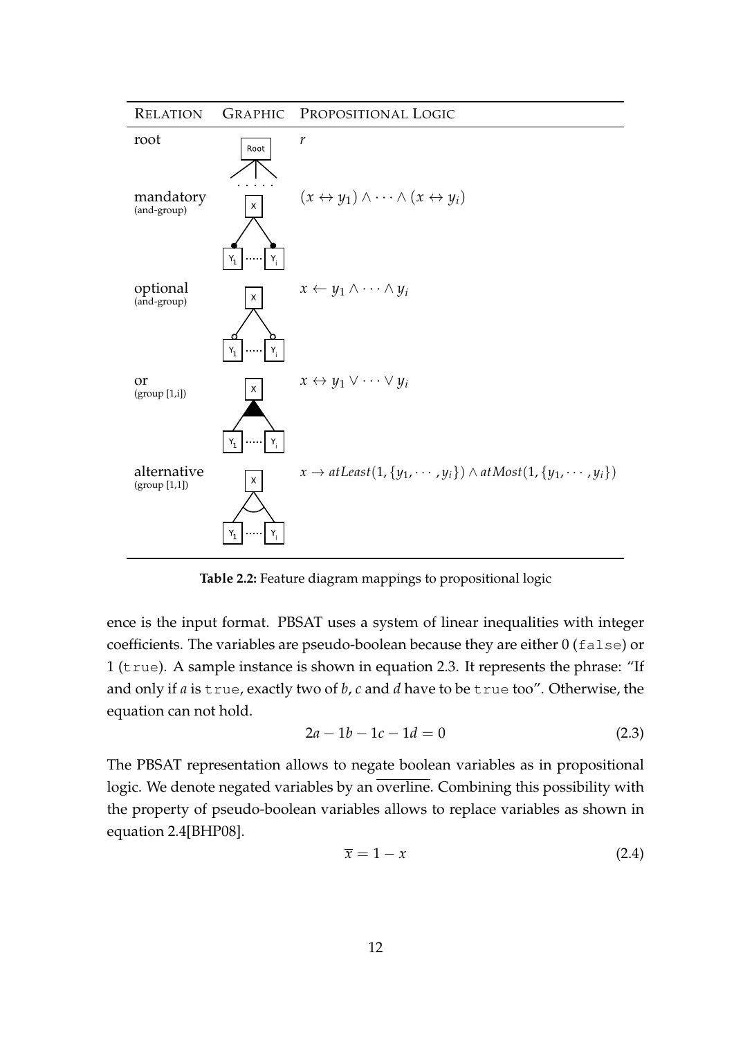| Relation | Graphic | Propositional Logic |
|---|---|---|
| root | | $r$ |
| mandatory (and-group) | | $(x \leftrightarrow y_1) \wedge \cdots \wedge (x \leftrightarrow y_i)$ |
| optional (and-group) | | $x \leftarrow y_1 \wedge \cdots \wedge y_i$ |
| or (group [1,i]) | | $x \leftrightarrow y_1 \vee \cdots \vee y_i$ |
| alternative (group [1,1]) | | $x \rightarrow atLeast(1, \{y_1, \cdots, y_i\}) \wedge atMost(1, \{y_1, \cdots, y_i\})$ |

**Table 2.2:** Feature diagram mappings to propositional logic

ence is the input format. PBSAT uses a system of linear inequalities with integer coefficients. The variables are pseudo-boolean because they are either 0 (`false`) or 1 (`true`). A sample instance is shown in equation 2.3. It represents the phrase: "If and only if *a* is `true`, exactly two of *b*, *c* and *d* have to be `true` too". Otherwise, the equation can not hold.

$$2a - 1b - 1c - 1d = 0 \tag{2.3}$$

The PBSAT representation allows to negate boolean variables as in propositional logic. We denote negated variables by an $\overline{\text{overline}}$. Combining this possibility with the property of pseudo-boolean variables allows to replace variables as shown in equation 2.4[BHP08].

$$\overline{x} = 1 - x \tag{2.4}$$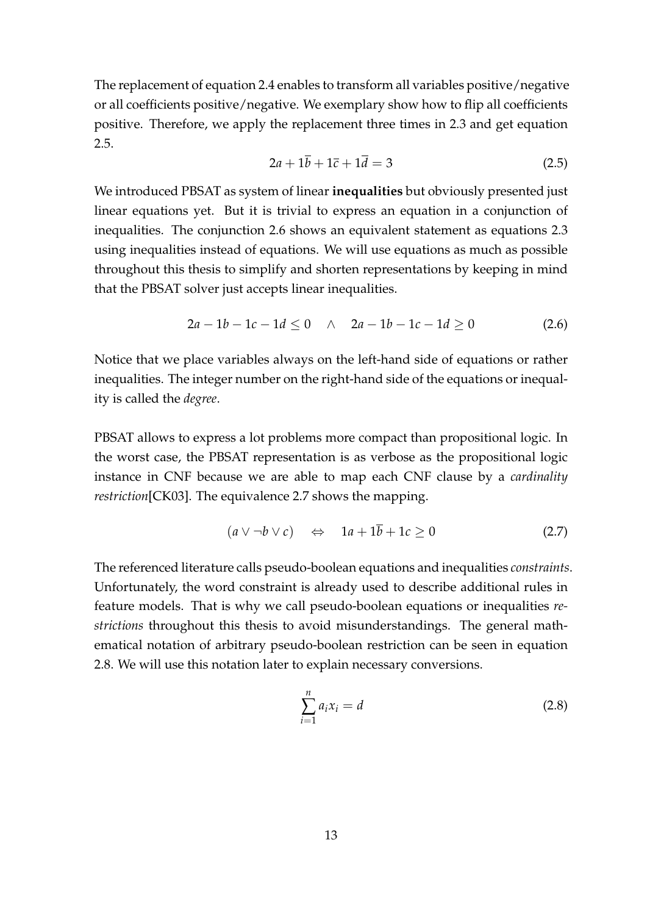The replacement of equation 2.4 enables to transform all variables positive/negative or all coefficients positive/negative. We exemplary show how to flip all coefficients positive. Therefore, we apply the replacement three times in 2.3 and get equation 2.5.

$$2a + 1\overline{b} + 1\overline{c} + 1\overline{d} = 3 \tag{2.5}$$

We introduced PBSAT as system of linear **inequalities** but obviously presented just linear equations yet. But it is trivial to express an equation in a conjunction of inequalities. The conjunction 2.6 shows an equivalent statement as equations 2.3 using inequalities instead of equations. We will use equations as much as possible throughout this thesis to simplify and shorten representations by keeping in mind that the PBSAT solver just accepts linear inequalities.

$$2a - 1b - 1c - 1d \leq 0 \quad \wedge \quad 2a - 1b - 1c - 1d \geq 0 \tag{2.6}$$

Notice that we place variables always on the left-hand side of equations or rather inequalities. The integer number on the right-hand side of the equations or inequality is called the *degree*.

PBSAT allows to express a lot problems more compact than propositional logic. In the worst case, the PBSAT representation is as verbose as the propositional logic instance in CNF because we are able to map each CNF clause by a *cardinality restriction*[CK03]. The equivalence 2.7 shows the mapping.

$$(a \vee \neg b \vee c) \quad \Leftrightarrow \quad 1a + 1\overline{b} + 1c \geq 0 \tag{2.7}$$

The referenced literature calls pseudo-boolean equations and inequalities *constraints*. Unfortunately, the word constraint is already used to describe additional rules in feature models. That is why we call pseudo-boolean equations or inequalities *restrictions* throughout this thesis to avoid misunderstandings. The general mathematical notation of arbitrary pseudo-boolean restriction can be seen in equation 2.8. We will use this notation later to explain necessary conversions.

$$\sum_{i=1}^{n} a_i x_i = d \tag{2.8}$$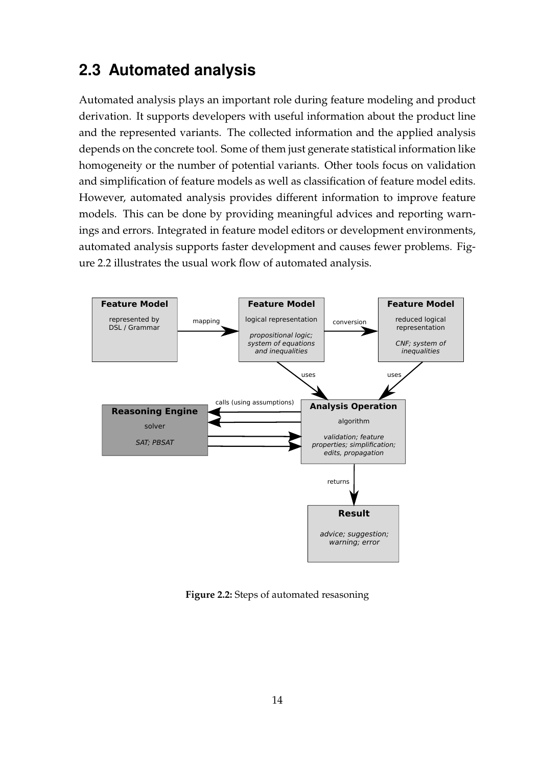## 2.3 Automated analysis

Automated analysis plays an important role during feature modeling and product derivation. It supports developers with useful information about the product line and the represented variants. The collected information and the applied analysis depends on the concrete tool. Some of them just generate statistical information like homogeneity or the number of potential variants. Other tools focus on validation and simplification of feature models as well as classification of feature model edits. However, automated analysis provides different information to improve feature models. This can be done by providing meaningful advices and reporting warnings and errors. Integrated in feature model editors or development environments, automated analysis supports faster development and causes fewer problems. Figure 2.2 illustrates the usual work flow of automated analysis.

**Figure 2.2:** Steps of automated resasoning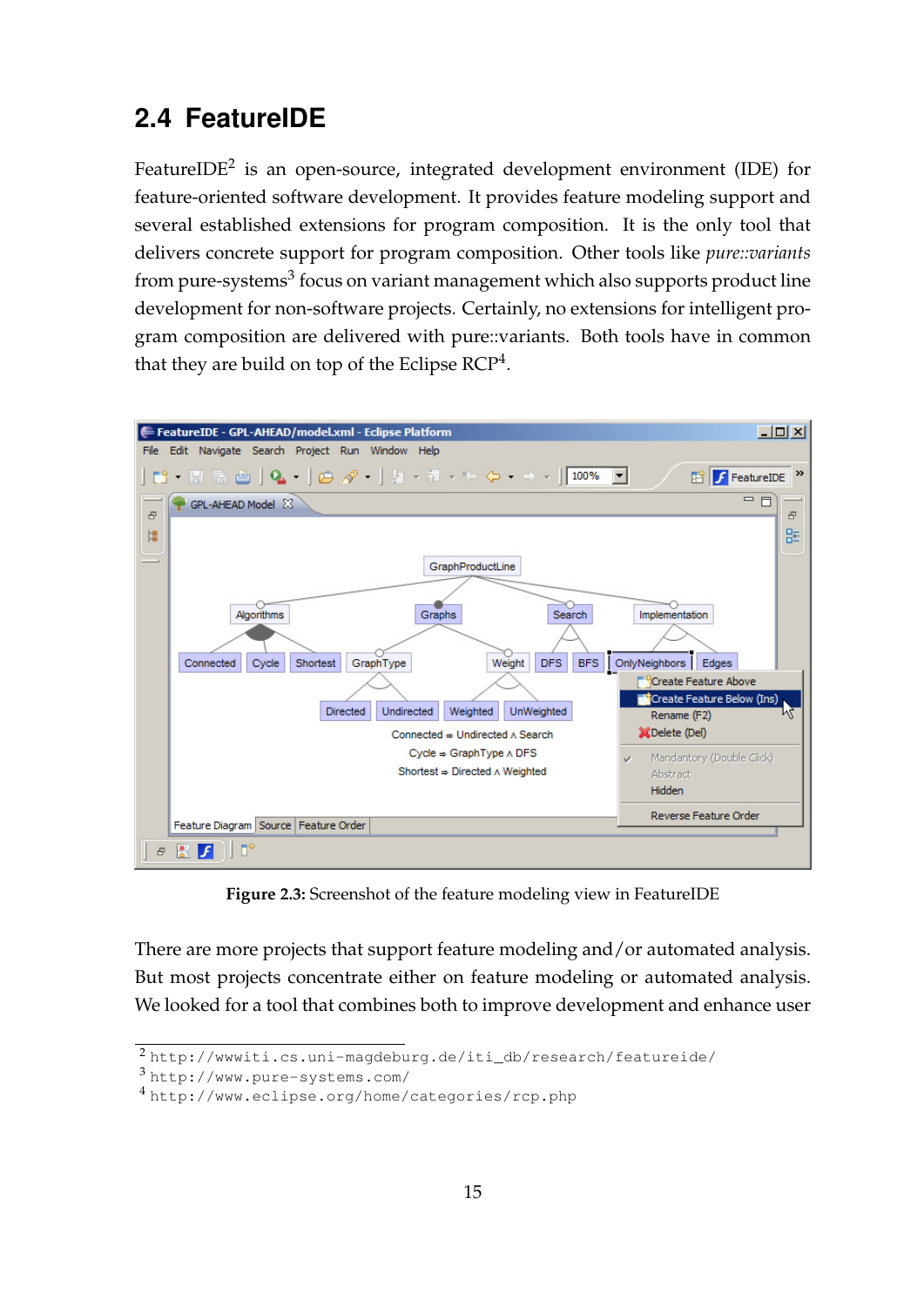## 2.4 FeatureIDE

FeatureIDE[2] is an open-source, integrated development environment (IDE) for feature-oriented software development. It provides feature modeling support and several established extensions for program composition. It is the only tool that delivers concrete support for program composition. Other tools like *pure::variants* from pure-systems[3] focus on variant management which also supports product line development for non-software projects. Certainly, no extensions for intelligent program composition are delivered with pure::variants. Both tools have in common that they are build on top of the Eclipse RCP[4].

**Figure 2.3:** Screenshot of the feature modeling view in FeatureIDE

There are more projects that support feature modeling and/or automated analysis. But most projects concentrate either on feature modeling or automated analysis. We looked for a tool that combines both to improve development and enhance user

[2] http://wwwiti.cs.uni-magdeburg.de/iti_db/research/featureide/

[3] http://www.pure-systems.com/

[4] http://www.eclipse.org/home/categories/rcp.php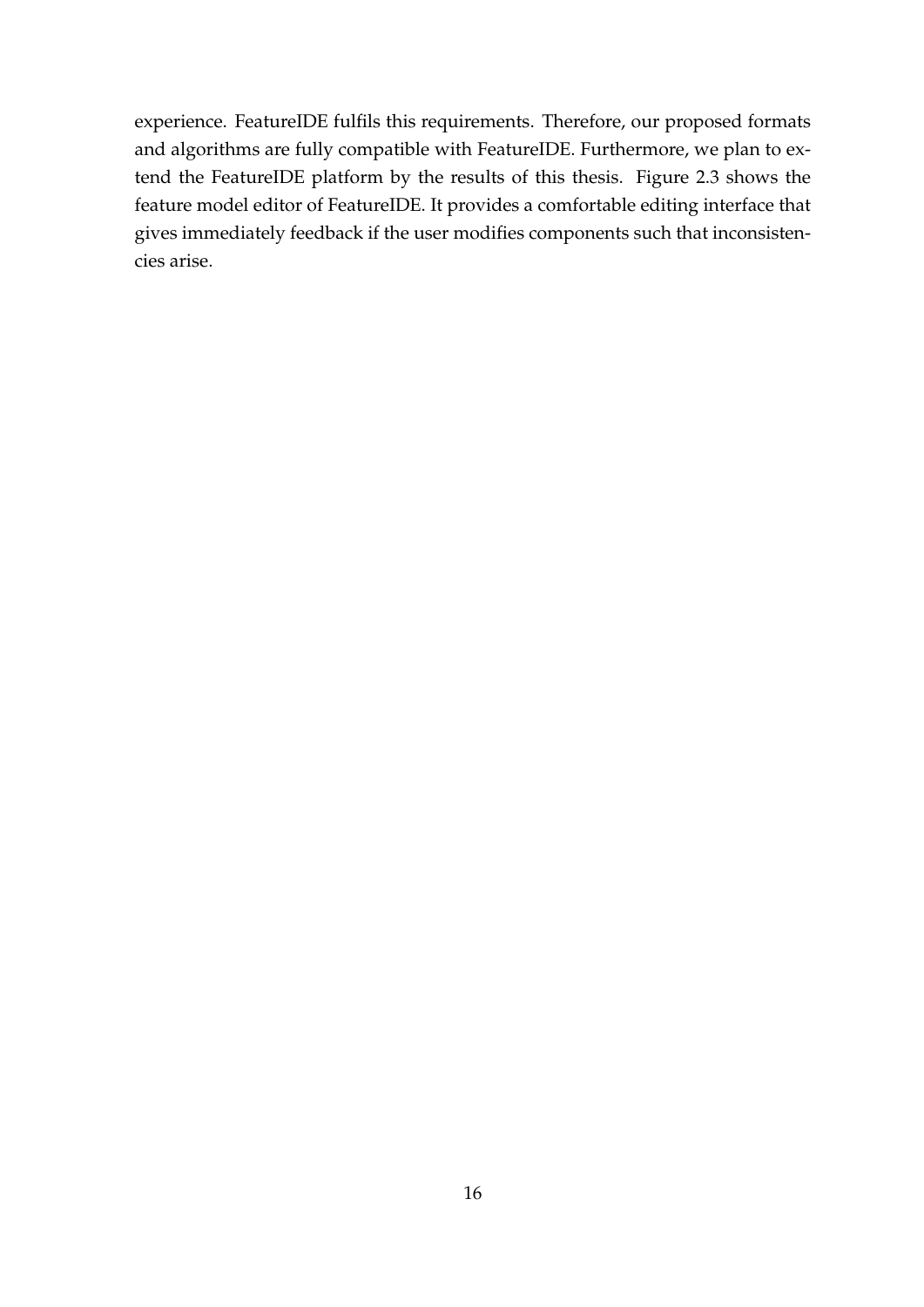experience. FeatureIDE fulfils this requirements. Therefore, our proposed formats and algorithms are fully compatible with FeatureIDE. Furthermore, we plan to extend the FeatureIDE platform by the results of this thesis. Figure 2.3 shows the feature model editor of FeatureIDE. It provides a comfortable editing interface that gives immediately feedback if the user modifies components such that inconsistencies arise.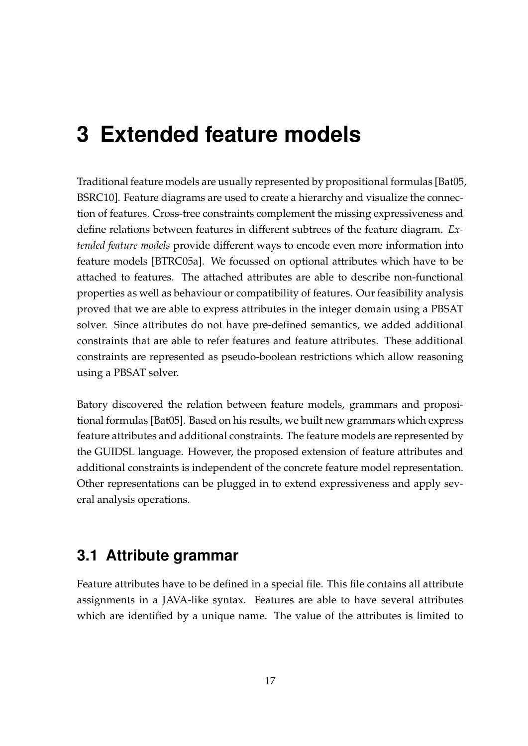# 3 Extended feature models

Traditional feature models are usually represented by propositional formulas [Bat05, BSRC10]. Feature diagrams are used to create a hierarchy and visualize the connection of features. Cross-tree constraints complement the missing expressiveness and define relations between features in different subtrees of the feature diagram. *Extended feature models* provide different ways to encode even more information into feature models [BTRC05a]. We focussed on optional attributes which have to be attached to features. The attached attributes are able to describe non-functional properties as well as behaviour or compatibility of features. Our feasibility analysis proved that we are able to express attributes in the integer domain using a PBSAT solver. Since attributes do not have pre-defined semantics, we added additional constraints that are able to refer features and feature attributes. These additional constraints are represented as pseudo-boolean restrictions which allow reasoning using a PBSAT solver.

Batory discovered the relation between feature models, grammars and propositional formulas [Bat05]. Based on his results, we built new grammars which express feature attributes and additional constraints. The feature models are represented by the GUIDSL language. However, the proposed extension of feature attributes and additional constraints is independent of the concrete feature model representation. Other representations can be plugged in to extend expressiveness and apply several analysis operations.

## 3.1 Attribute grammar

Feature attributes have to be defined in a special file. This file contains all attribute assignments in a JAVA-like syntax. Features are able to have several attributes which are identified by a unique name. The value of the attributes is limited to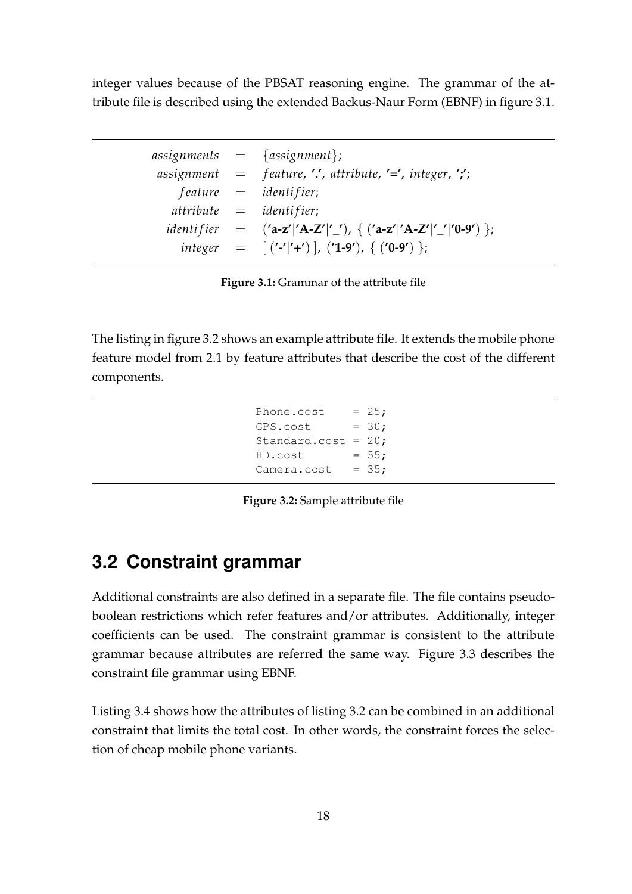integer values because of the PBSAT reasoning engine. The grammar of the attribute file is described using the extended Backus-Naur Form (EBNF) in figure 3.1.

$$
\begin{aligned}
assignments &= \{assignment\}; \\
assignment &= feature, \textbf{'.'}, attribute, \textbf{'='}, integer, \textbf{';'}; \\
feature &= identifier; \\
attribute &= identifier; \\
identifier &= (\textbf{'a-z'}|\textbf{'A-Z'}|\textbf{'\_'}),\ \{\ (\textbf{'a-z'}|\textbf{'A-Z'}|\textbf{'\_'}|\textbf{'0-9'})\ \}; \\
integer &= [\ (\textbf{'-'}|\textbf{'+'})\ ],\ (\textbf{'1-9'}),\ \{\ (\textbf{'0-9'})\ \};
\end{aligned}
$$

**Figure 3.1:** Grammar of the attribute file

The listing in figure 3.2 shows an example attribute file. It extends the mobile phone feature model from 2.1 by feature attributes that describe the cost of the different components.

```
Phone.cost    = 25;
GPS.cost      = 30;
Standard.cost = 20;
HD.cost       = 55;
Camera.cost   = 35;
```

**Figure 3.2:** Sample attribute file

## 3.2 Constraint grammar

Additional constraints are also defined in a separate file. The file contains pseudo-boolean restrictions which refer features and/or attributes. Additionally, integer coefficients can be used. The constraint grammar is consistent to the attribute grammar because attributes are referred the same way. Figure 3.3 describes the constraint file grammar using EBNF.

Listing 3.4 shows how the attributes of listing 3.2 can be combined in an additional constraint that limits the total cost. In other words, the constraint forces the selection of cheap mobile phone variants.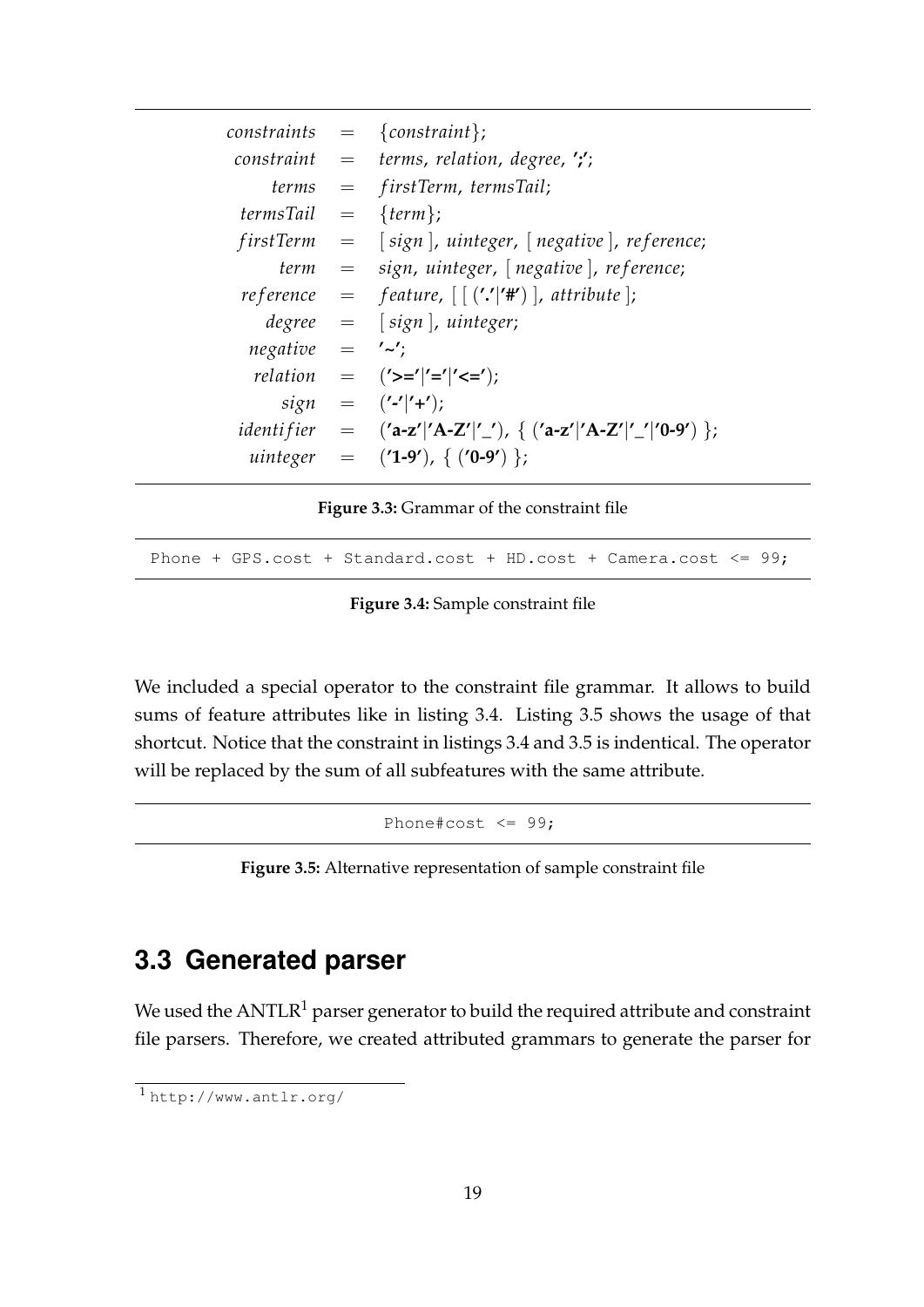```
constraints = {constraint};
constraint  = terms, relation, degree, ';';
terms       = firstTerm, termsTail;
termsTail   = {term};
firstTerm   = [ sign ], uinteger, [ negative ], reference;
term        = sign, uinteger, [ negative ], reference;
reference   = feature, [ [ ('.'|'#') ], attribute ];
degree      = [ sign ], uinteger;
negative    = '~';
relation    = ('>='|'='|'<=');
sign        = ('-'|'+');
identifier  = ('a-z'|'A-Z'|'_'), { ('a-z'|'A-Z'|'_'|'0-9') };
uinteger    = ('1-9'), { ('0-9') };
```

**Figure 3.3:** Grammar of the constraint file

```
Phone + GPS.cost + Standard.cost + HD.cost + Camera.cost <= 99;
```

**Figure 3.4:** Sample constraint file

We included a special operator to the constraint file grammar. It allows to build sums of feature attributes like in listing 3.4. Listing 3.5 shows the usage of that shortcut. Notice that the constraint in listings 3.4 and 3.5 is indentical. The operator will be replaced by the sum of all subfeatures with the same attribute.

```
Phone#cost <= 99;
```

**Figure 3.5:** Alternative representation of sample constraint file

## 3.3 Generated parser

We used the ANTLR[1] parser generator to build the required attribute and constraint file parsers. Therefore, we created attributed grammars to generate the parser for

[1] http://www.antlr.org/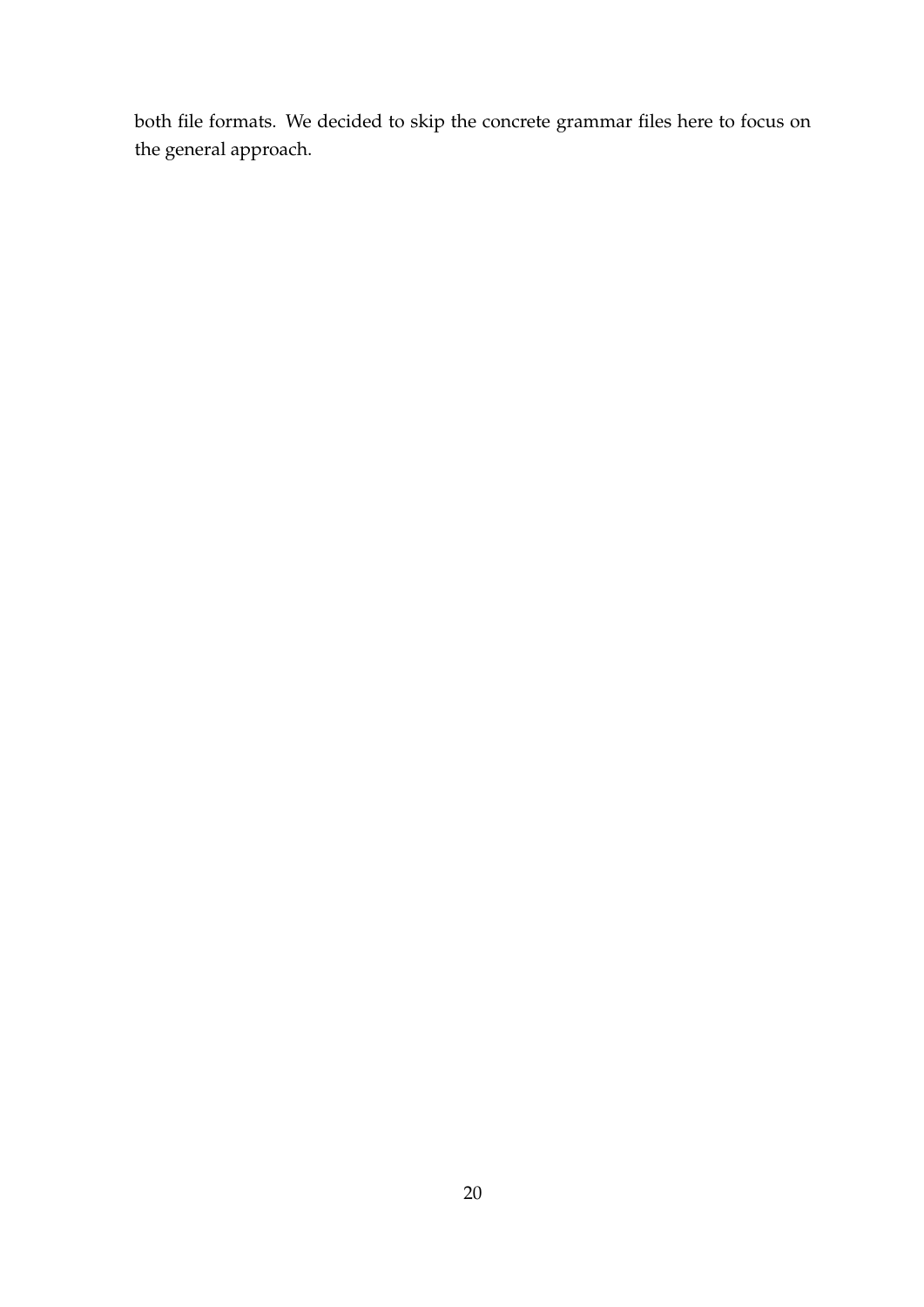both file formats. We decided to skip the concrete grammar files here to focus on the general approach.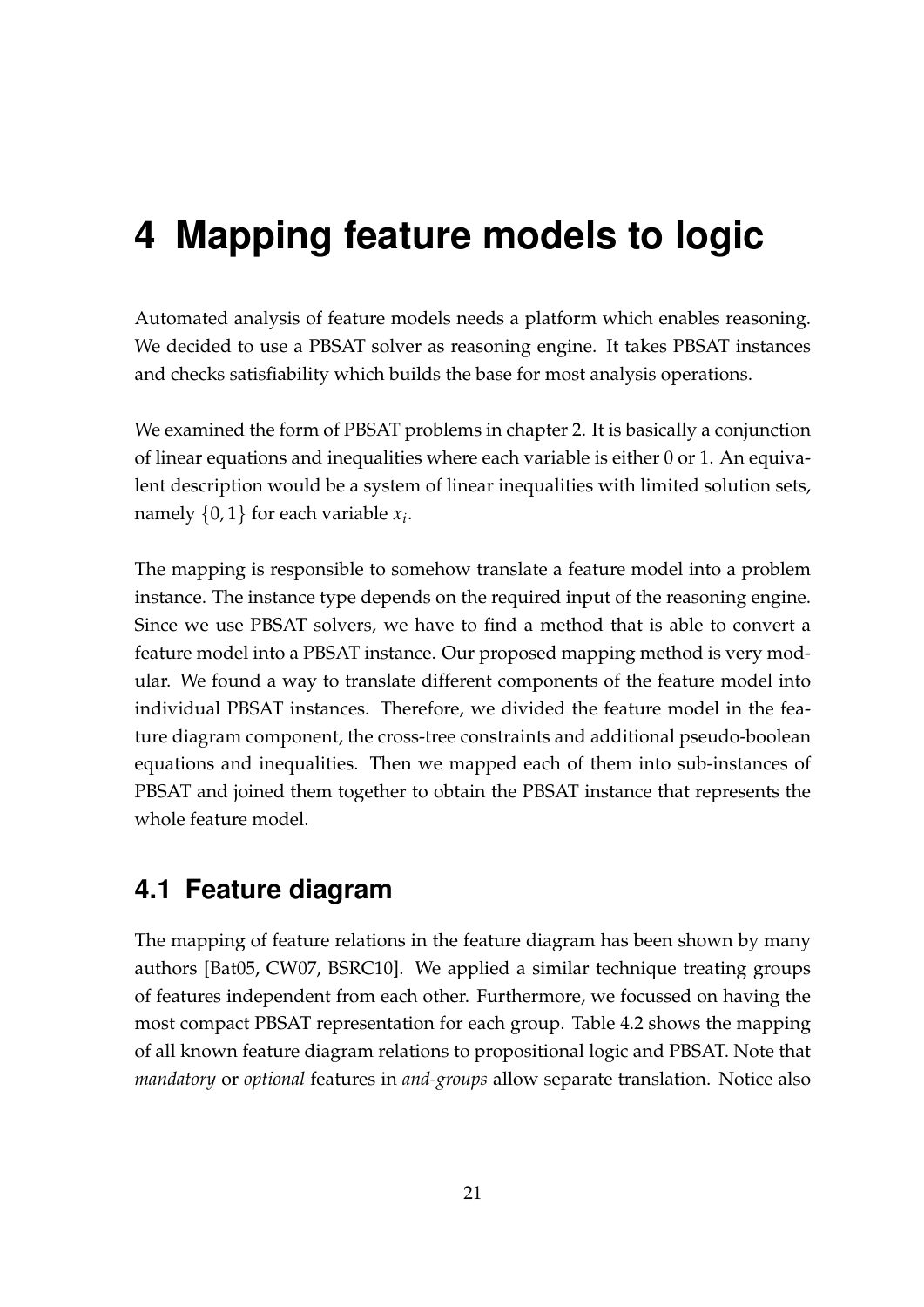# 4 Mapping feature models to logic

Automated analysis of feature models needs a platform which enables reasoning. We decided to use a PBSAT solver as reasoning engine. It takes PBSAT instances and checks satisfiability which builds the base for most analysis operations.

We examined the form of PBSAT problems in chapter 2. It is basically a conjunction of linear equations and inequalities where each variable is either 0 or 1. An equivalent description would be a system of linear inequalities with limited solution sets, namely $\{0, 1\}$ for each variable $x_i$.

The mapping is responsible to somehow translate a feature model into a problem instance. The instance type depends on the required input of the reasoning engine. Since we use PBSAT solvers, we have to find a method that is able to convert a feature model into a PBSAT instance. Our proposed mapping method is very modular. We found a way to translate different components of the feature model into individual PBSAT instances. Therefore, we divided the feature model in the feature diagram component, the cross-tree constraints and additional pseudo-boolean equations and inequalities. Then we mapped each of them into sub-instances of PBSAT and joined them together to obtain the PBSAT instance that represents the whole feature model.

## 4.1 Feature diagram

The mapping of feature relations in the feature diagram has been shown by many authors [Bat05, CW07, BSRC10]. We applied a similar technique treating groups of features independent from each other. Furthermore, we focussed on having the most compact PBSAT representation for each group. Table 4.2 shows the mapping of all known feature diagram relations to propositional logic and PBSAT. Note that *mandatory* or *optional* features in *and-groups* allow separate translation. Notice also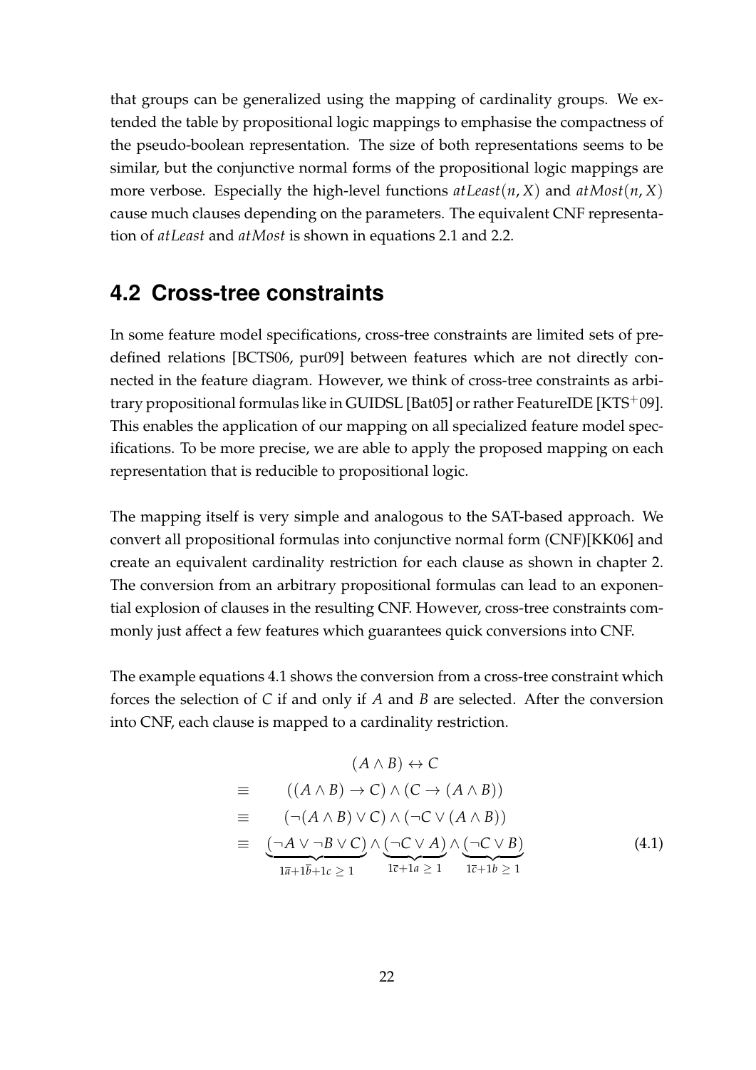that groups can be generalized using the mapping of cardinality groups. We extended the table by propositional logic mappings to emphasise the compactness of the pseudo-boolean representation. The size of both representations seems to be similar, but the conjunctive normal forms of the propositional logic mappings are more verbose. Especially the high-level functions $atLeast(n, X)$ and $atMost(n, X)$ cause much clauses depending on the parameters. The equivalent CNF representation of *atLeast* and *atMost* is shown in equations 2.1 and 2.2.

## 4.2 Cross-tree constraints

In some feature model specifications, cross-tree constraints are limited sets of predefined relations [BCTS06, pur09] between features which are not directly connected in the feature diagram. However, we think of cross-tree constraints as arbitrary propositional formulas like in GUIDSL [Bat05] or rather FeatureIDE [KTS+09]. This enables the application of our mapping on all specialized feature model specifications. To be more precise, we are able to apply the proposed mapping on each representation that is reducible to propositional logic.

The mapping itself is very simple and analogous to the SAT-based approach. We convert all propositional formulas into conjunctive normal form (CNF)[KK06] and create an equivalent cardinality restriction for each clause as shown in chapter 2. The conversion from an arbitrary propositional formulas can lead to an exponential explosion of clauses in the resulting CNF. However, cross-tree constraints commonly just affect a few features which guarantees quick conversions into CNF.

The example equations 4.1 shows the conversion from a cross-tree constraint which forces the selection of $C$ if and only if $A$ and $B$ are selected. After the conversion into CNF, each clause is mapped to a cardinality restriction.

$$
\begin{aligned}
& (A \wedge B) \leftrightarrow C \\
\equiv \quad & ((A \wedge B) \rightarrow C) \wedge (C \rightarrow (A \wedge B)) \\
\equiv \quad & (\neg(A \wedge B) \vee C) \wedge (\neg C \vee (A \wedge B)) \\
\equiv \quad & \underbrace{(\neg A \vee \neg B \vee C)}_{1\overline{a}+1\overline{b}+1c \,\geq\, 1} \wedge \underbrace{(\neg C \vee A)}_{1\overline{c}+1a \,\geq\, 1} \wedge \underbrace{(\neg C \vee B)}_{1\overline{c}+1b \,\geq\, 1}
\end{aligned}
\tag{4.1}
$$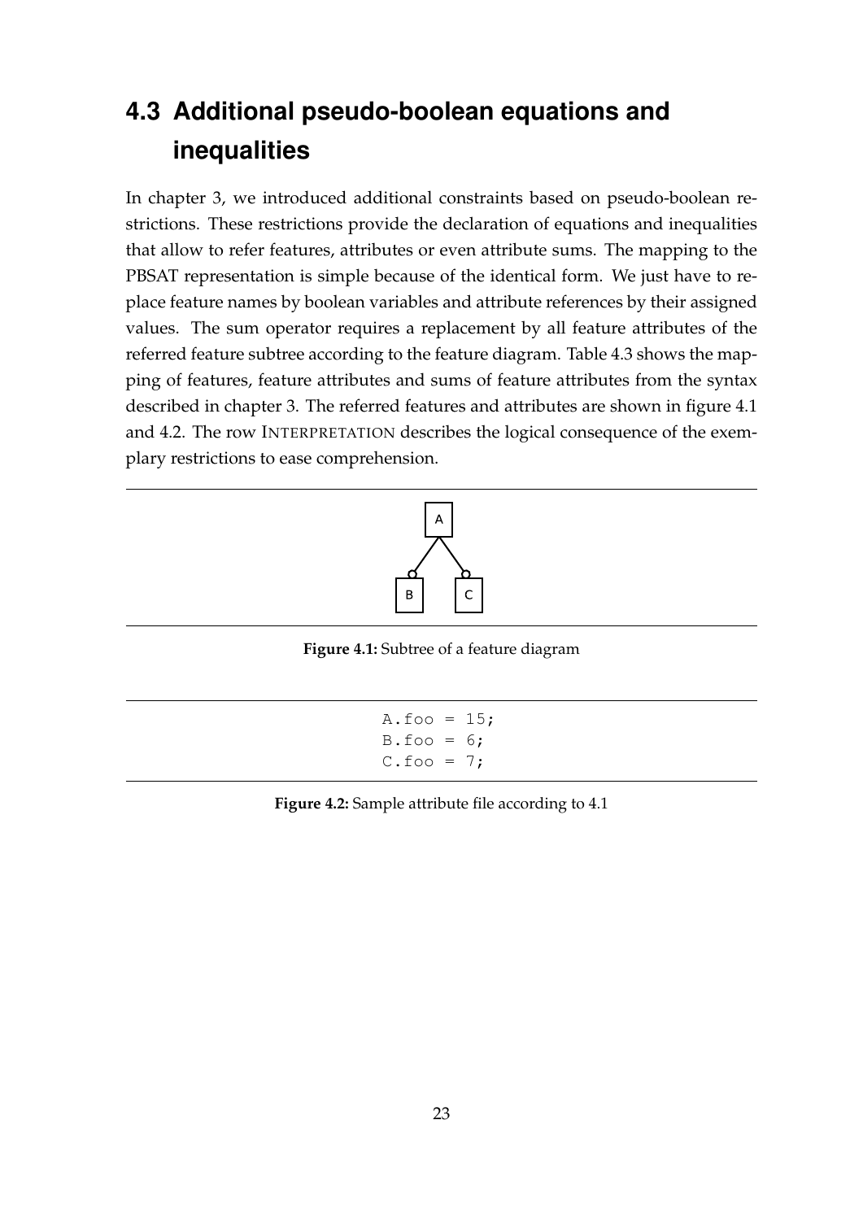## 4.3 Additional pseudo-boolean equations and inequalities

In chapter 3, we introduced additional constraints based on pseudo-boolean restrictions. These restrictions provide the declaration of equations and inequalities that allow to refer features, attributes or even attribute sums. The mapping to the PBSAT representation is simple because of the identical form. We just have to replace feature names by boolean variables and attribute references by their assigned values. The sum operator requires a replacement by all feature attributes of the referred feature subtree according to the feature diagram. Table 4.3 shows the mapping of features, feature attributes and sums of feature attributes from the syntax described in chapter 3. The referred features and attributes are shown in figure 4.1 and 4.2. The row INTERPRETATION describes the logical consequence of the exemplary restrictions to ease comprehension.

**Figure 4.1:** Subtree of a feature diagram

```
A.foo = 15;
B.foo = 6;
C.foo = 7;
```

**Figure 4.2:** Sample attribute file according to 4.1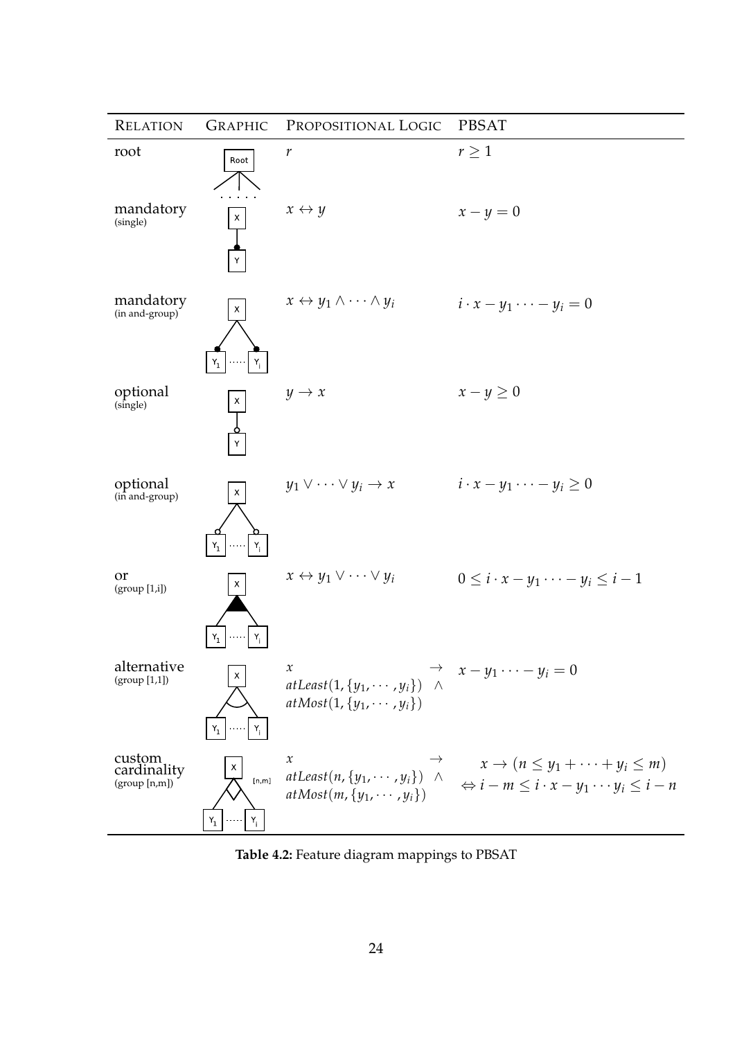| RELATION | GRAPHIC | PROPOSITIONAL LOGIC | PBSAT |
|---|---|---|---|
| root | | $r$ | $r \geq 1$ |
| mandatory (single) | | $x \leftrightarrow y$ | $x - y = 0$ |
| mandatory (in and-group) | | $x \leftrightarrow y_1 \wedge \cdots \wedge y_i$ | $i \cdot x - y_1 \cdots - y_i = 0$ |
| optional (single) | | $y \rightarrow x$ | $x - y \geq 0$ |
| optional (in and-group) | | $y_1 \vee \cdots \vee y_i \rightarrow x$ | $i \cdot x - y_1 \cdots - y_i \geq 0$ |
| or (group [1,i]) | | $x \leftrightarrow y_1 \vee \cdots \vee y_i$ | $0 \leq i \cdot x - y_1 \cdots - y_i \leq i - 1$ |
| alternative (group [1,1]) | | $x \rightarrow atLeast(1, \{y_1, \cdots, y_i\}) \wedge atMost(1, \{y_1, \cdots, y_i\})$ | $x - y_1 \cdots - y_i = 0$ |
| custom cardinality (group [n,m]) | | $x \rightarrow atLeast(n, \{y_1, \cdots, y_i\}) \wedge atMost(m, \{y_1, \cdots, y_i\})$ | $x \rightarrow (n \leq y_1 + \cdots + y_i \leq m)$ $\Leftrightarrow i - m \leq i \cdot x - y_1 \cdots y_i \leq i - n$ |

**Table 4.2:** Feature diagram mappings to PBSAT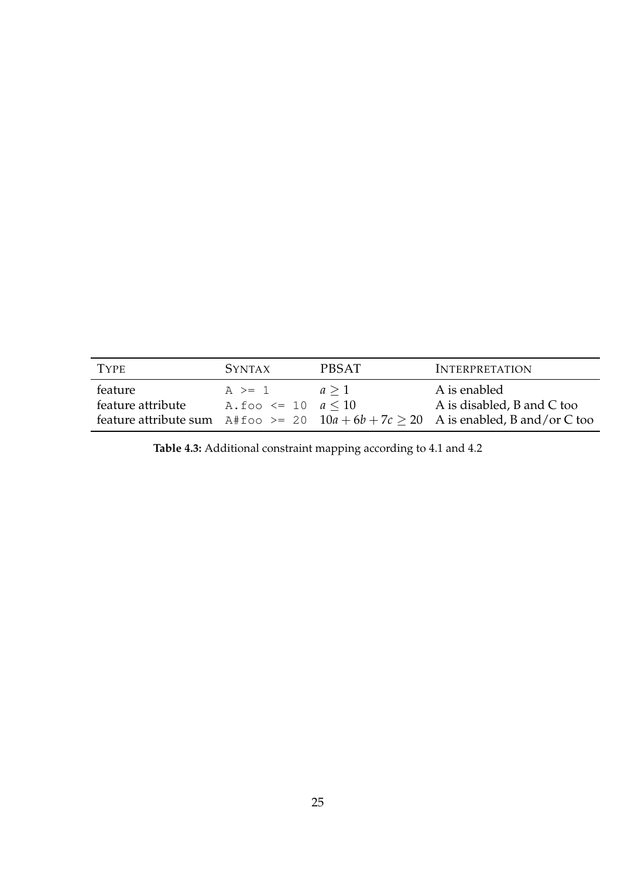| TYPE | SYNTAX | PBSAT | INTERPRETATION |
|---|---|---|---|
| feature | `A >= 1` | $a \geq 1$ | A is enabled |
| feature attribute | `A.foo <= 10` | $a \leq 10$ | A is disabled, B and C too |
| feature attribute sum | `A#foo >= 20` | $10a + 6b + 7c \geq 20$ | A is enabled, B and/or C too |

**Table 4.3:** Additional constraint mapping according to 4.1 and 4.2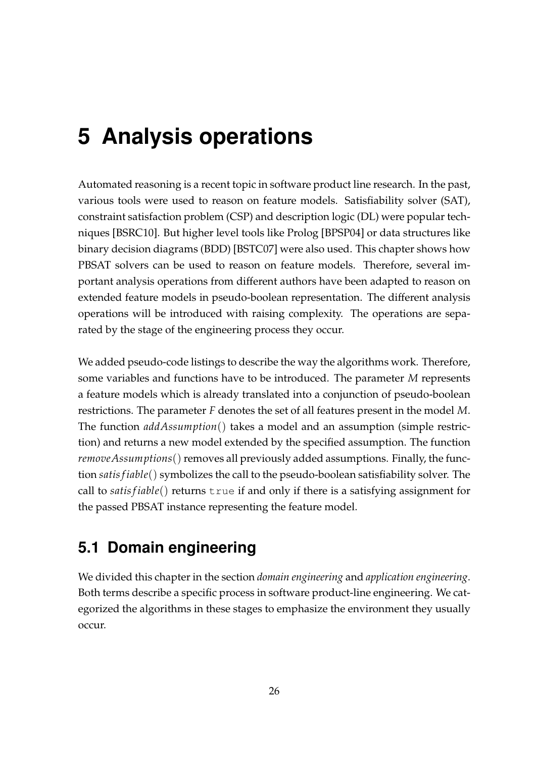# 5 Analysis operations

Automated reasoning is a recent topic in software product line research. In the past, various tools were used to reason on feature models. Satisfiability solver (SAT), constraint satisfaction problem (CSP) and description logic (DL) were popular techniques [BSRC10]. But higher level tools like Prolog [BPSP04] or data structures like binary decision diagrams (BDD) [BSTC07] were also used. This chapter shows how PBSAT solvers can be used to reason on feature models. Therefore, several important analysis operations from different authors have been adapted to reason on extended feature models in pseudo-boolean representation. The different analysis operations will be introduced with raising complexity. The operations are separated by the stage of the engineering process they occur.

We added pseudo-code listings to describe the way the algorithms work. Therefore, some variables and functions have to be introduced. The parameter $M$ represents a feature models which is already translated into a conjunction of pseudo-boolean restrictions. The parameter $F$ denotes the set of all features present in the model $M$. The function $addAssumption()$ takes a model and an assumption (simple restriction) and returns a new model extended by the specified assumption. The function $removeAssumptions()$ removes all previously added assumptions. Finally, the function $satisfiable()$ symbolizes the call to the pseudo-boolean satisfiability solver. The call to $satisfiable()$ returns `true` if and only if there is a satisfying assignment for the passed PBSAT instance representing the feature model.

## 5.1 Domain engineering

We divided this chapter in the section *domain engineering* and *application engineering*. Both terms describe a specific process in software product-line engineering. We categorized the algorithms in these stages to emphasize the environment they usually occur.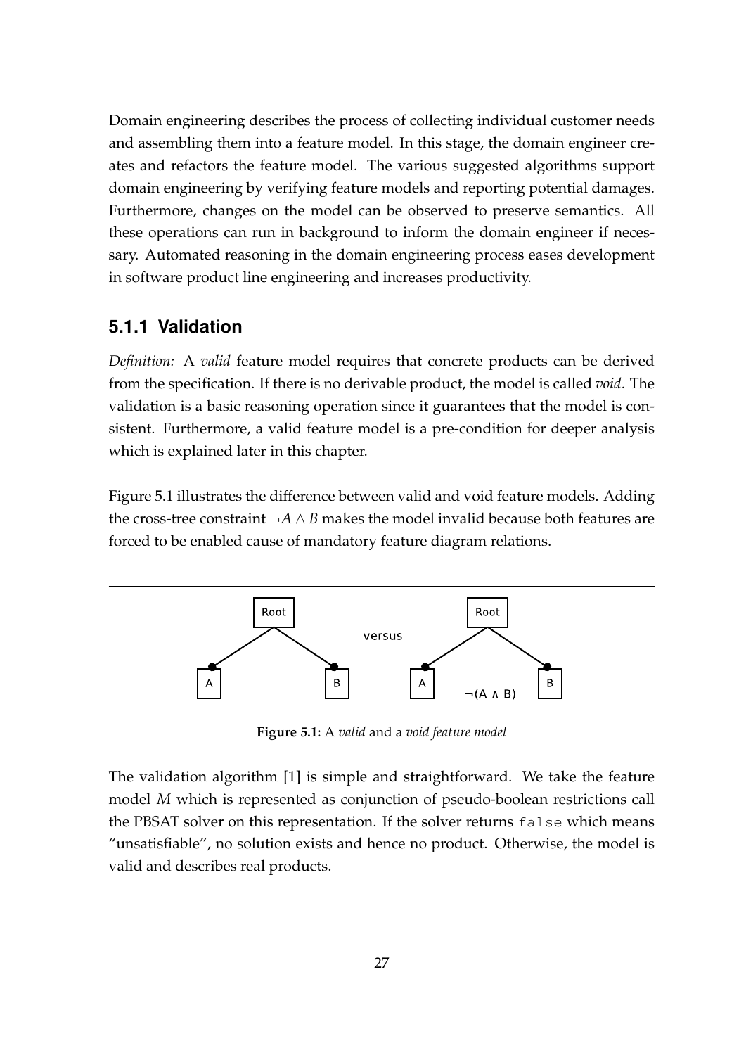Domain engineering describes the process of collecting individual customer needs and assembling them into a feature model. In this stage, the domain engineer creates and refactors the feature model. The various suggested algorithms support domain engineering by verifying feature models and reporting potential damages. Furthermore, changes on the model can be observed to preserve semantics. All these operations can run in background to inform the domain engineer if necessary. Automated reasoning in the domain engineering process eases development in software product line engineering and increases productivity.

### 5.1.1 Validation

*Definition:* A *valid* feature model requires that concrete products can be derived from the specification. If there is no derivable product, the model is called *void*. The validation is a basic reasoning operation since it guarantees that the model is consistent. Furthermore, a valid feature model is a pre-condition for deeper analysis which is explained later in this chapter.

Figure 5.1 illustrates the difference between valid and void feature models. Adding the cross-tree constraint $\neg A \wedge B$ makes the model invalid because both features are forced to be enabled cause of mandatory feature diagram relations.

Root, A, B versus Root, A, B, $\neg(A \wedge B)$

**Figure 5.1:** A *valid* and a *void feature model*

The validation algorithm [1] is simple and straightforward. We take the feature model $M$ which is represented as conjunction of pseudo-boolean restrictions call the PBSAT solver on this representation. If the solver returns `false` which means "unsatisfiable", no solution exists and hence no product. Otherwise, the model is valid and describes real products.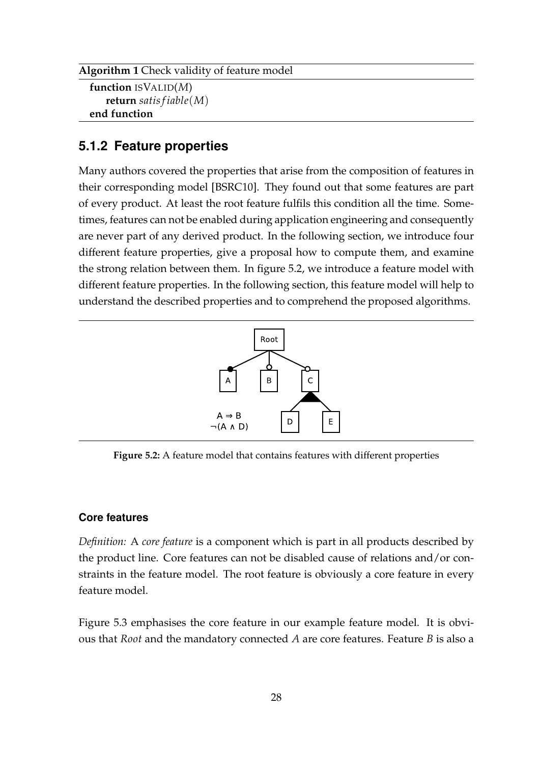**Algorithm 1** Check validity of feature model

```
function ISVALID(M)
    return satisfiable(M)
end function
```

### 5.1.2 Feature properties

Many authors covered the properties that arise from the composition of features in their corresponding model [BSRC10]. They found out that some features are part of every product. At least the root feature fulfils this condition all the time. Sometimes, features can not be enabled during application engineering and consequently are never part of any derived product. In the following section, we introduce four different feature properties, give a proposal how to compute them, and examine the strong relation between them. In figure 5.2, we introduce a feature model with different feature properties. In the following section, this feature model will help to understand the described properties and to comprehend the proposed algorithms.

$A \Rightarrow B$
$\neg(A \land D)$

**Figure 5.2:** A feature model that contains features with different properties

#### Core features

*Definition:* A *core feature* is a component which is part in all products described by the product line. Core features can not be disabled cause of relations and/or constraints in the feature model. The root feature is obviously a core feature in every feature model.

Figure 5.3 emphasises the core feature in our example feature model. It is obvious that *Root* and the mandatory connected *A* are core features. Feature *B* is also a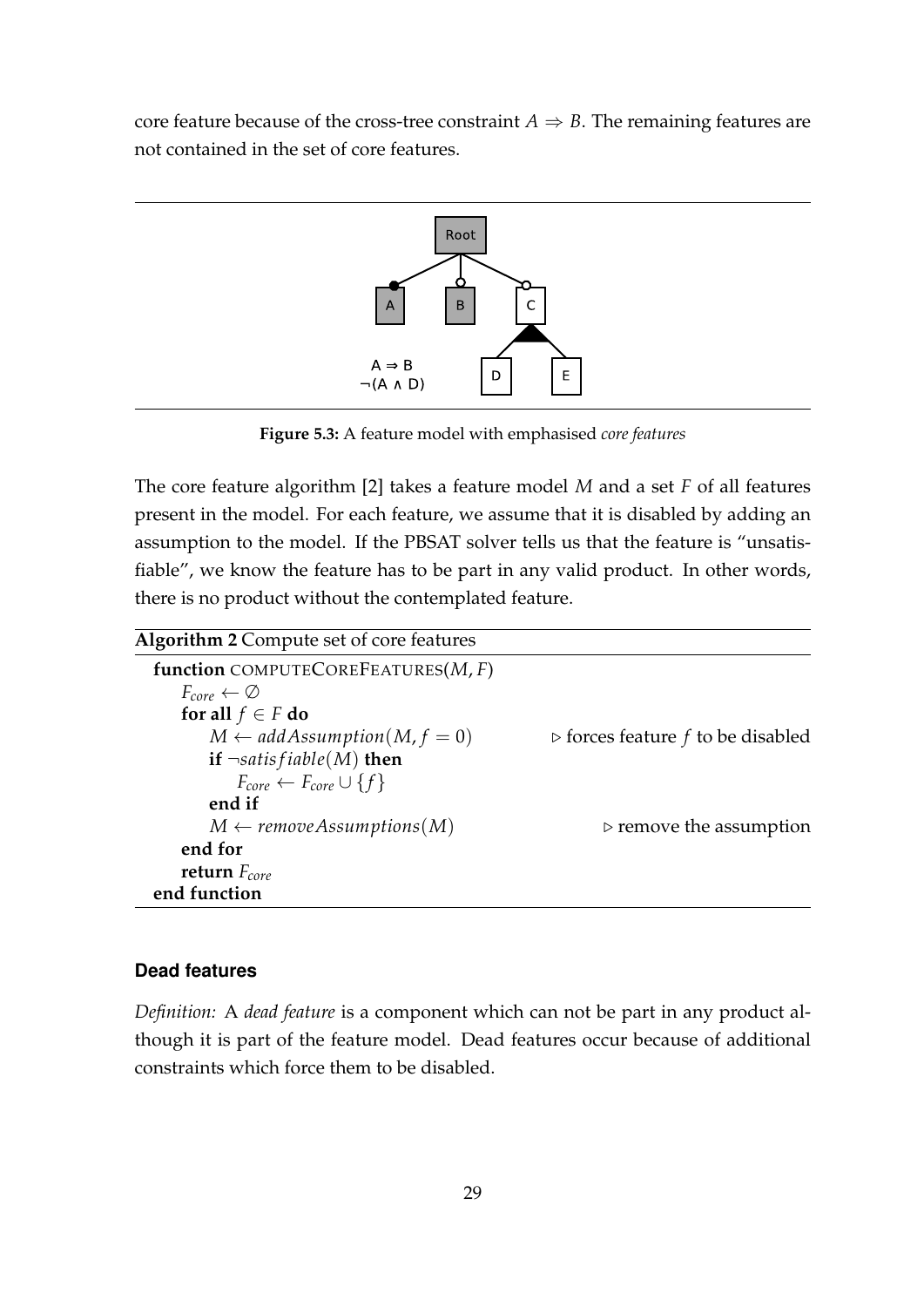core feature because of the cross-tree constraint $A \Rightarrow B$. The remaining features are not contained in the set of core features.

**Figure 5.3:** A feature model with emphasised *core features*

The core feature algorithm [2] takes a feature model $M$ and a set $F$ of all features present in the model. For each feature, we assume that it is disabled by adding an assumption to the model. If the PBSAT solver tells us that the feature is "unsatisfiable", we know the feature has to be part in any valid product. In other words, there is no product without the contemplated feature.

**Algorithm 2** Compute set of core features

```
function COMPUTECOREFEATURES(M, F)
    F_core ← ∅
    for all f ∈ F do
        M ← addAssumption(M, f = 0)          ▷ forces feature f to be disabled
        if ¬satisfiable(M) then
            F_core ← F_core ∪ {f}
        end if
        M ← removeAssumptions(M)             ▷ remove the assumption
    end for
    return F_core
end function
```

### Dead features

*Definition:* A *dead feature* is a component which can not be part in any product although it is part of the feature model. Dead features occur because of additional constraints which force them to be disabled.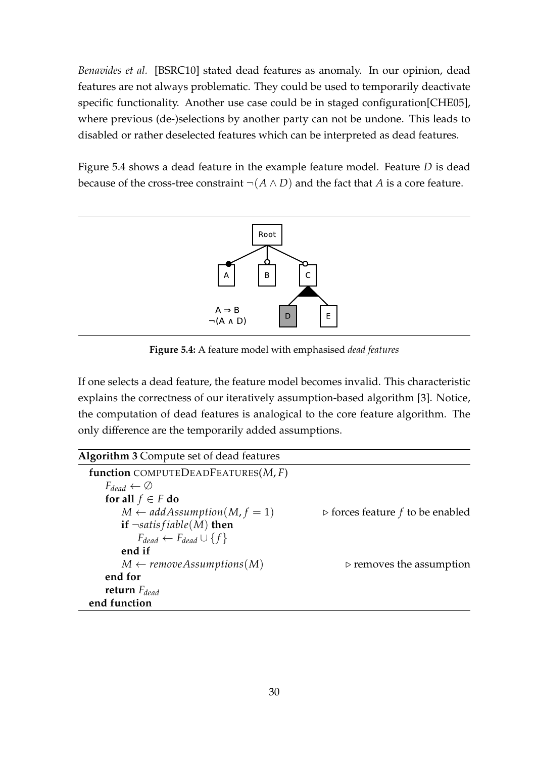*Benavides et al.* [BSRC10] stated dead features as anomaly. In our opinion, dead features are not always problematic. They could be used to temporarily deactivate specific functionality. Another use case could be in staged configuration[CHE05], where previous (de-)selections by another party can not be undone. This leads to disabled or rather deselected features which can be interpreted as dead features.

Figure 5.4 shows a dead feature in the example feature model. Feature $D$ is dead because of the cross-tree constraint $\neg(A \wedge D)$ and the fact that $A$ is a core feature.

**Figure 5.4:** A feature model with emphasised *dead features*

If one selects a dead feature, the feature model becomes invalid. This characteristic explains the correctness of our iteratively assumption-based algorithm [3]. Notice, the computation of dead features is analogical to the core feature algorithm. The only difference are the temporarily added assumptions.

**Algorithm 3** Compute set of dead features

```
function COMPUTEDEADFEATURES(M, F)
    F_dead ← ∅
    for all f ∈ F do
        M ← addAssumption(M, f = 1)        ▷ forces feature f to be enabled
        if ¬satisfiable(M) then
            F_dead ← F_dead ∪ {f}
        end if
        M ← removeAssumptions(M)           ▷ removes the assumption
    end for
    return F_dead
end function
```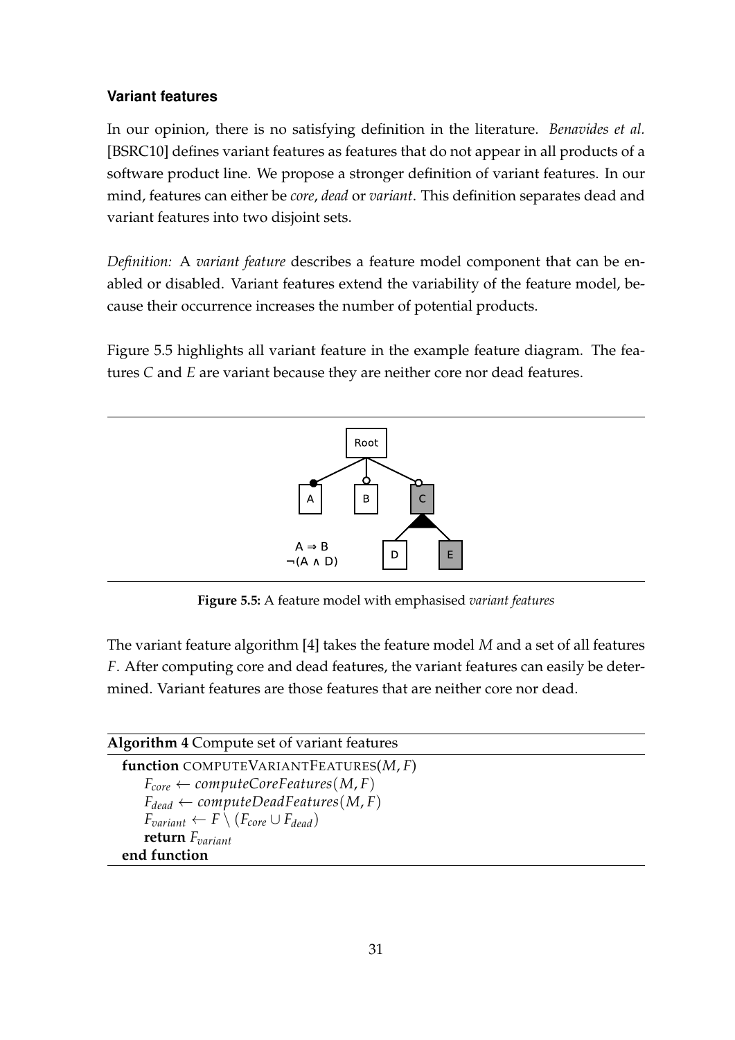### Variant features

In our opinion, there is no satisfying definition in the literature. *Benavides et al.* [BSRC10] defines variant features as features that do not appear in all products of a software product line. We propose a stronger definition of variant features. In our mind, features can either be *core*, *dead* or *variant*. This definition separates dead and variant features into two disjoint sets.

*Definition:* A *variant feature* describes a feature model component that can be enabled or disabled. Variant features extend the variability of the feature model, because their occurrence increases the number of potential products.

Figure 5.5 highlights all variant feature in the example feature diagram. The features $C$ and $E$ are variant because they are neither core nor dead features.

**Figure 5.5:** A feature model with emphasised *variant features*

The variant feature algorithm [4] takes the feature model $M$ and a set of all features $F$. After computing core and dead features, the variant features can easily be determined. Variant features are those features that are neither core nor dead.

**Algorithm 4** Compute set of variant features

**function** COMPUTEVARIANTFEATURES($M, F$)
  $F_{core} \leftarrow computeCoreFeatures(M, F)$
  $F_{dead} \leftarrow computeDeadFeatures(M, F)$
  $F_{variant} \leftarrow F \setminus (F_{core} \cup F_{dead})$
  **return** $F_{variant}$
**end function**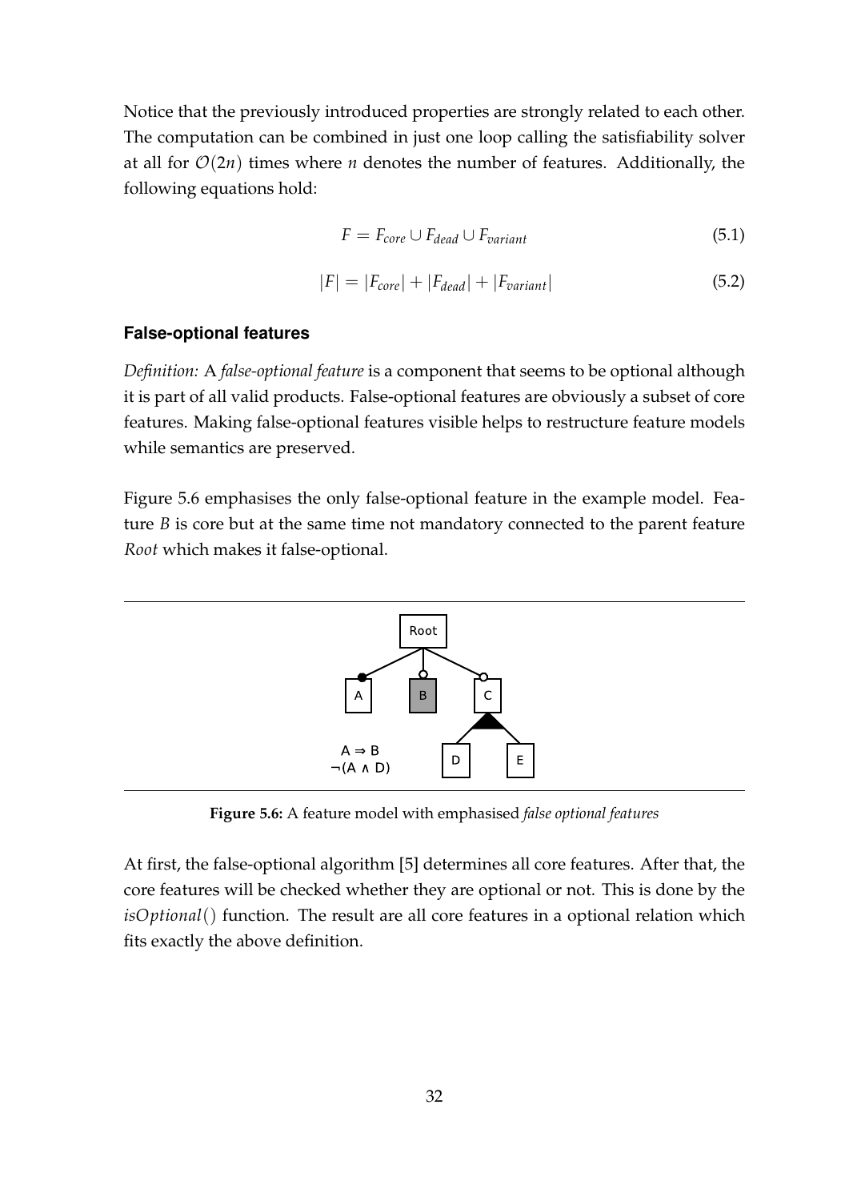Notice that the previously introduced properties are strongly related to each other. The computation can be combined in just one loop calling the satisfiability solver at all for $\mathcal{O}(2n)$ times where $n$ denotes the number of features. Additionally, the following equations hold:

$$F = F_{core} \cup F_{dead} \cup F_{variant} \tag{5.1}$$

$$|F| = |F_{core}| + |F_{dead}| + |F_{variant}| \tag{5.2}$$

### False-optional features

*Definition:* A *false-optional feature* is a component that seems to be optional although it is part of all valid products. False-optional features are obviously a subset of core features. Making false-optional features visible helps to restructure feature models while semantics are preserved.

Figure 5.6 emphasises the only false-optional feature in the example model. Feature $B$ is core but at the same time not mandatory connected to the parent feature *Root* which makes it false-optional.

**Figure 5.6:** A feature model with emphasised *false optional features*

At first, the false-optional algorithm [5] determines all core features. After that, the core features will be checked whether they are optional or not. This is done by the $isOptional()$ function. The result are all core features in a optional relation which fits exactly the above definition.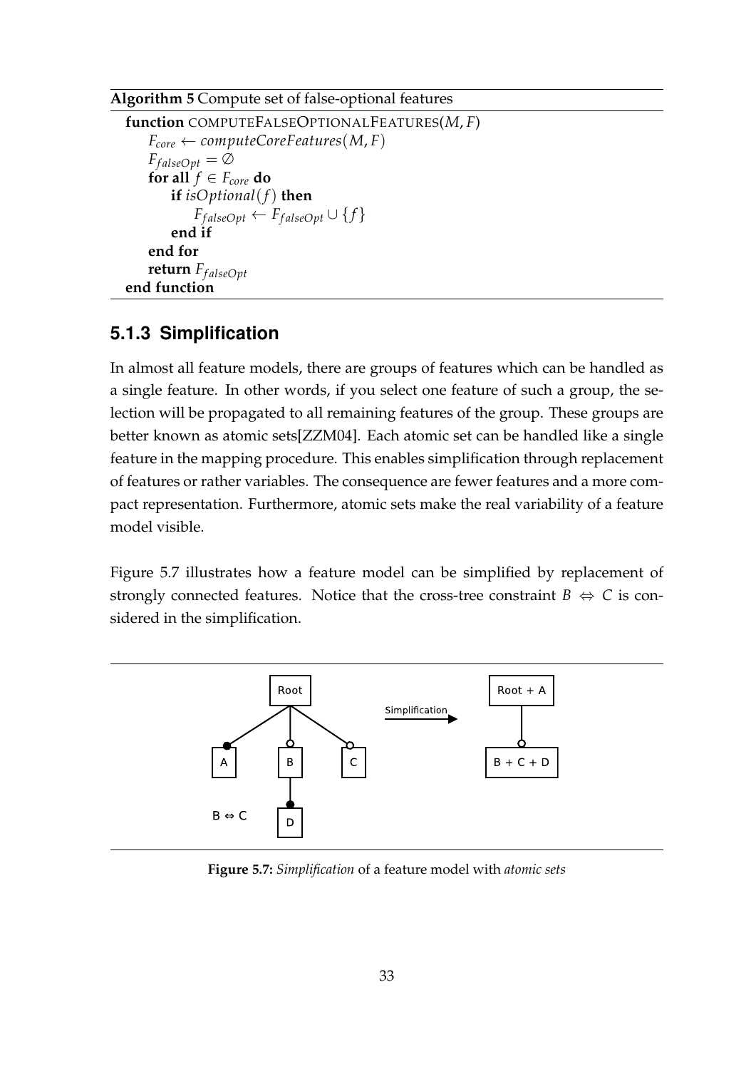**Algorithm 5** Compute set of false-optional features

```
function COMPUTEFALSEOPTIONALFEATURES(M, F)
    F_core ← computeCoreFeatures(M, F)
    F_falseOpt = ∅
    for all f ∈ F_core do
        if isOptional(f) then
            F_falseOpt ← F_falseOpt ∪ {f}
        end if
    end for
    return F_falseOpt
end function
```

### 5.1.3 Simplification

In almost all feature models, there are groups of features which can be handled as a single feature. In other words, if you select one feature of such a group, the selection will be propagated to all remaining features of the group. These groups are better known as atomic sets[ZZM04]. Each atomic set can be handled like a single feature in the mapping procedure. This enables simplification through replacement of features or rather variables. The consequence are fewer features and a more compact representation. Furthermore, atomic sets make the real variability of a feature model visible.

Figure 5.7 illustrates how a feature model can be simplified by replacement of strongly connected features. Notice that the cross-tree constraint $B \Leftrightarrow C$ is considered in the simplification.

**Figure 5.7:** *Simplification* of a feature model with *atomic sets*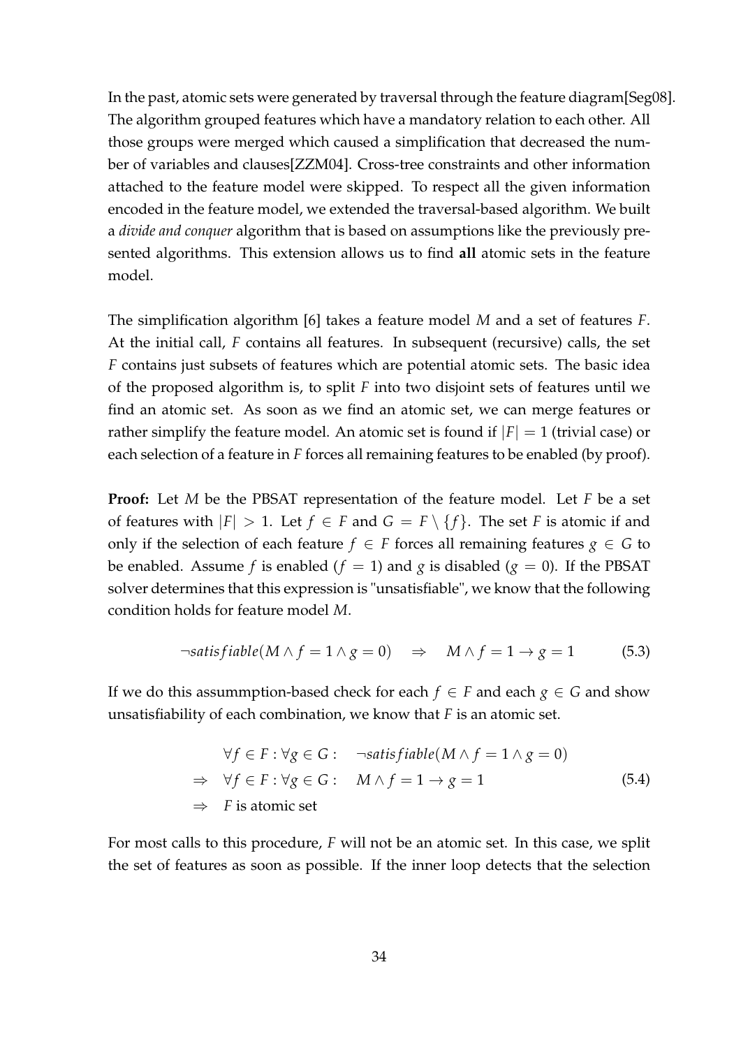In the past, atomic sets were generated by traversal through the feature diagram[Seg08]. The algorithm grouped features which have a mandatory relation to each other. All those groups were merged which caused a simplification that decreased the number of variables and clauses[ZZM04]. Cross-tree constraints and other information attached to the feature model were skipped. To respect all the given information encoded in the feature model, we extended the traversal-based algorithm. We built a *divide and conquer* algorithm that is based on assumptions like the previously presented algorithms. This extension allows us to find **all** atomic sets in the feature model.

The simplification algorithm [6] takes a feature model $M$ and a set of features $F$. At the initial call, $F$ contains all features. In subsequent (recursive) calls, the set $F$ contains just subsets of features which are potential atomic sets. The basic idea of the proposed algorithm is, to split $F$ into two disjoint sets of features until we find an atomic set. As soon as we find an atomic set, we can merge features or rather simplify the feature model. An atomic set is found if $|F| = 1$ (trivial case) or each selection of a feature in $F$ forces all remaining features to be enabled (by proof).

**Proof:** Let $M$ be the PBSAT representation of the feature model. Let $F$ be a set of features with $|F| > 1$. Let $f \in F$ and $G = F \setminus \{f\}$. The set $F$ is atomic if and only if the selection of each feature $f \in F$ forces all remaining features $g \in G$ to be enabled. Assume $f$ is enabled ($f = 1$) and $g$ is disabled ($g = 0$). If the PBSAT solver determines that this expression is "unsatisfiable", we know that the following condition holds for feature model $M$.

$$\neg satisfiable(M \wedge f = 1 \wedge g = 0) \quad \Rightarrow \quad M \wedge f = 1 \rightarrow g = 1 \tag{5.3}$$

If we do this assummption-based check for each $f \in F$ and each $g \in G$ and show unsatisfiability of each combination, we know that $F$ is an atomic set.

$$\begin{aligned}
& \forall f \in F : \forall g \in G : \quad \neg satisfiable(M \wedge f = 1 \wedge g = 0) \\
\Rightarrow \quad & \forall f \in F : \forall g \in G : \quad M \wedge f = 1 \rightarrow g = 1 \\
\Rightarrow \quad & F \text{ is atomic set}
\end{aligned} \tag{5.4}$$

For most calls to this procedure, $F$ will not be an atomic set. In this case, we split the set of features as soon as possible. If the inner loop detects that the selection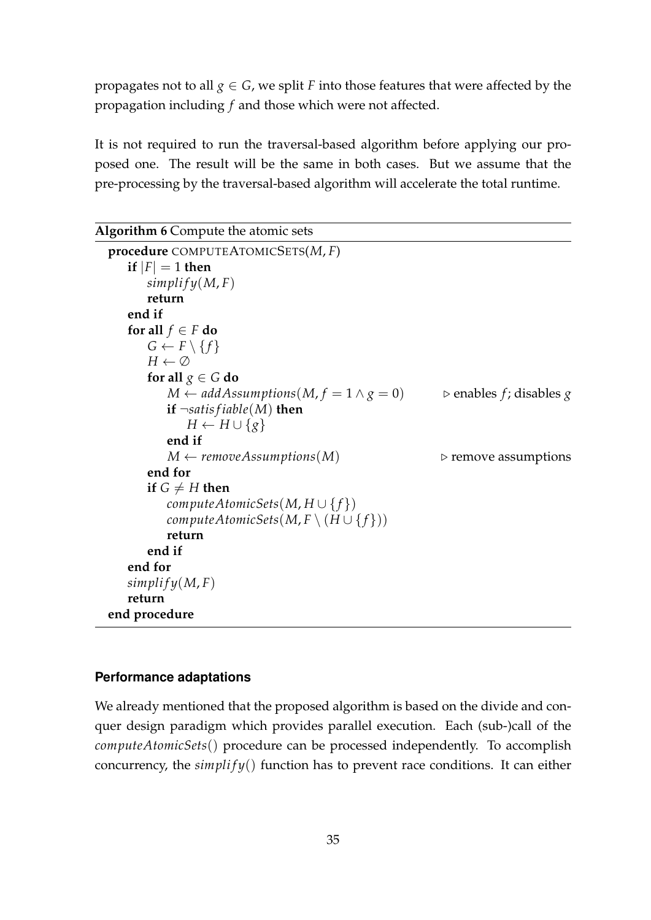propagates not to all $g \in G$, we split $F$ into those features that were affected by the propagation including $f$ and those which were not affected.

It is not required to run the traversal-based algorithm before applying our proposed one. The result will be the same in both cases. But we assume that the pre-processing by the traversal-based algorithm will accelerate the total runtime.

**Algorithm 6** Compute the atomic sets

```
procedure COMPUTEATOMICSETS(M, F)
    if |F| = 1 then
        simplify(M, F)
        return
    end if
    for all f ∈ F do
        G ← F \ {f}
        H ← ∅
        for all g ∈ G do
            M ← addAssumptions(M, f = 1 ∧ g = 0)          ▷ enables f; disables g
            if ¬satisfiable(M) then
                H ← H ∪ {g}
            end if
            M ← removeAssumptions(M)                      ▷ remove assumptions
        end for
        if G ≠ H then
            computeAtomicSets(M, H ∪ {f})
            computeAtomicSets(M, F \ (H ∪ {f}))
            return
        end if
    end for
    simplify(M, F)
    return
end procedure
```

#### Performance adaptations

We already mentioned that the proposed algorithm is based on the divide and conquer design paradigm which provides parallel execution. Each (sub-)call of the *computeAtomicSets*() procedure can be processed independently. To accomplish concurrency, the *simplify*() function has to prevent race conditions. It can either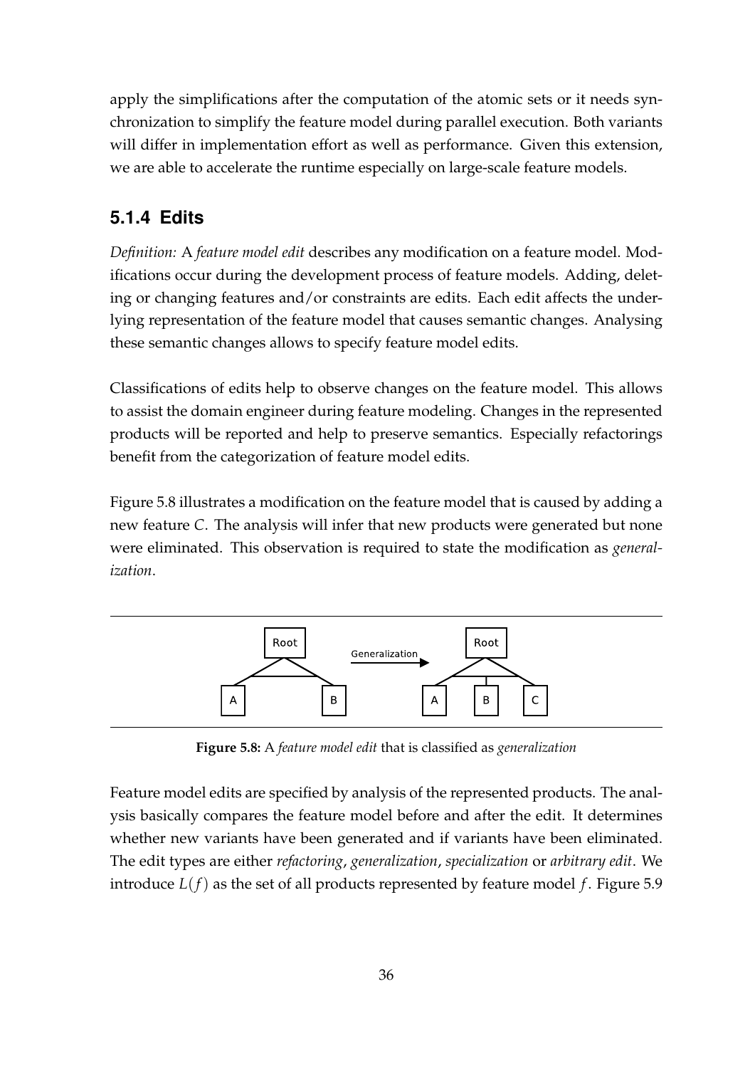apply the simplifications after the computation of the atomic sets or it needs synchronization to simplify the feature model during parallel execution. Both variants will differ in implementation effort as well as performance. Given this extension, we are able to accelerate the runtime especially on large-scale feature models.

### 5.1.4 Edits

*Definition:* A *feature model edit* describes any modification on a feature model. Modifications occur during the development process of feature models. Adding, deleting or changing features and/or constraints are edits. Each edit affects the underlying representation of the feature model that causes semantic changes. Analysing these semantic changes allows to specify feature model edits.

Classifications of edits help to observe changes on the feature model. This allows to assist the domain engineer during feature modeling. Changes in the represented products will be reported and help to preserve semantics. Especially refactorings benefit from the categorization of feature model edits.

Figure 5.8 illustrates a modification on the feature model that is caused by adding a new feature $C$. The analysis will infer that new products were generated but none were eliminated. This observation is required to state the modification as *generalization*.

**Figure 5.8:** A *feature model edit* that is classified as *generalization*

Feature model edits are specified by analysis of the represented products. The analysis basically compares the feature model before and after the edit. It determines whether new variants have been generated and if variants have been eliminated. The edit types are either *refactoring*, *generalization*, *specialization* or *arbitrary edit*. We introduce $L(f)$ as the set of all products represented by feature model $f$. Figure 5.9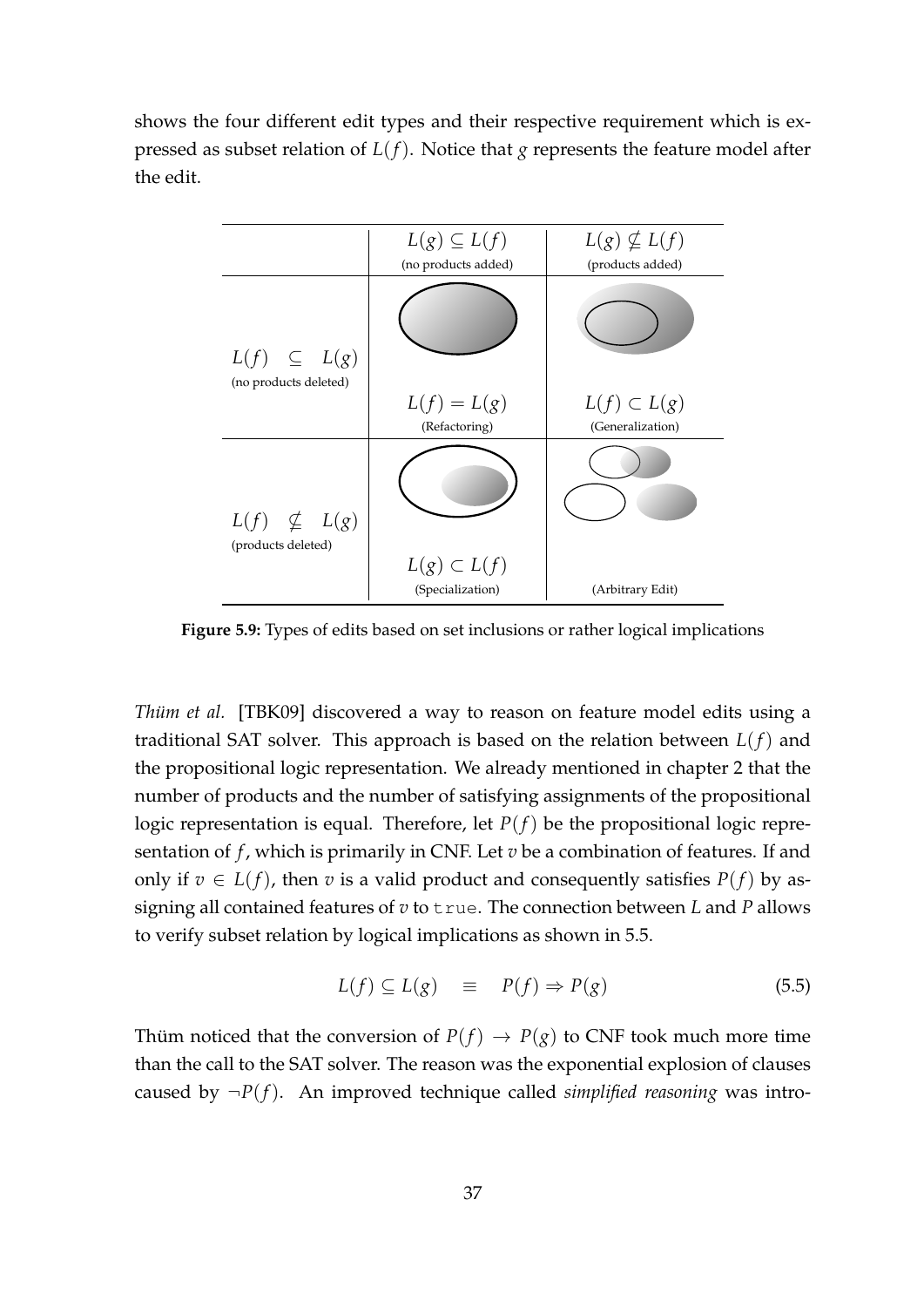shows the four different edit types and their respective requirement which is expressed as subset relation of $L(f)$. Notice that $g$ represents the feature model after the edit.

| | $L(g) \subseteq L(f)$ (no products added) | $L(g) \nsubseteq L(f)$ (products added) |
|---|---|---|
| $L(f) \subseteq L(g)$ (no products deleted) | $L(f) = L(g)$ (Refactoring) | $L(f) \subset L(g)$ (Generalization) |
| $L(f) \nsubseteq L(g)$ (products deleted) | $L(g) \subset L(f)$ (Specialization) | (Arbitrary Edit) |

**Figure 5.9:** Types of edits based on set inclusions or rather logical implications

*Thüm et al.* [TBK09] discovered a way to reason on feature model edits using a traditional SAT solver. This approach is based on the relation between $L(f)$ and the propositional logic representation. We already mentioned in chapter 2 that the number of products and the number of satisfying assignments of the propositional logic representation is equal. Therefore, let $P(f)$ be the propositional logic representation of $f$, which is primarily in CNF. Let $v$ be a combination of features. If and only if $v \in L(f)$, then $v$ is a valid product and consequently satisfies $P(f)$ by assigning all contained features of $v$ to `true`. The connection between $L$ and $P$ allows to verify subset relation by logical implications as shown in 5.5.

$$L(f) \subseteq L(g) \quad \equiv \quad P(f) \Rightarrow P(g) \tag{5.5}$$

Thüm noticed that the conversion of $P(f) \rightarrow P(g)$ to CNF took much more time than the call to the SAT solver. The reason was the exponential explosion of clauses caused by $\neg P(f)$. An improved technique called *simplified reasoning* was intro-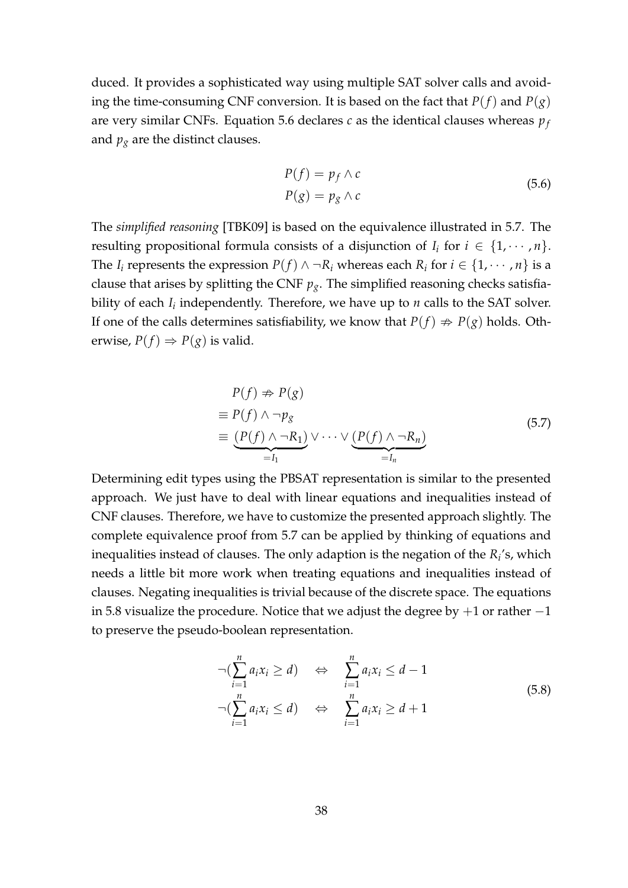duced. It provides a sophisticated way using multiple SAT solver calls and avoiding the time-consuming CNF conversion. It is based on the fact that $P(f)$ and $P(g)$ are very similar CNFs. Equation 5.6 declares $c$ as the identical clauses whereas $p_f$ and $p_g$ are the distinct clauses.

$$
\begin{aligned}
P(f) &= p_f \wedge c \\
P(g) &= p_g \wedge c
\end{aligned}
\tag{5.6}
$$

The *simplified reasoning* [TBK09] is based on the equivalence illustrated in 5.7. The resulting propositional formula consists of a disjunction of $I_i$ for $i \in \{1, \cdots, n\}$. The $I_i$ represents the expression $P(f) \wedge \neg R_i$ whereas each $R_i$ for $i \in \{1, \cdots, n\}$ is a clause that arises by splitting the CNF $p_g$. The simplified reasoning checks satisfiability of each $I_i$ independently. Therefore, we have up to $n$ calls to the SAT solver. If one of the calls determines satisfiability, we know that $P(f) \not\Rightarrow P(g)$ holds. Otherwise, $P(f) \Rightarrow P(g)$ is valid.

$$
\begin{aligned}
& P(f) \not\Rightarrow P(g) \\
\equiv\; & P(f) \wedge \neg p_g \\
\equiv\; & \underbrace{(P(f) \wedge \neg R_1)}_{=I_1} \vee \cdots \vee \underbrace{(P(f) \wedge \neg R_n)}_{=I_n}
\end{aligned}
\tag{5.7}
$$

Determining edit types using the PBSAT representation is similar to the presented approach. We just have to deal with linear equations and inequalities instead of CNF clauses. Therefore, we have to customize the presented approach slightly. The complete equivalence proof from 5.7 can be applied by thinking of equations and inequalities instead of clauses. The only adaption is the negation of the $R_i$'s, which needs a little bit more work when treating equations and inequalities instead of clauses. Negating inequalities is trivial because of the discrete space. The equations in 5.8 visualize the procedure. Notice that we adjust the degree by $+1$ or rather $-1$ to preserve the pseudo-boolean representation.

$$
\begin{aligned}
\neg\left(\sum_{i=1}^{n} a_i x_i \geq d\right) \quad &\Leftrightarrow \quad \sum_{i=1}^{n} a_i x_i \leq d - 1 \\
\neg\left(\sum_{i=1}^{n} a_i x_i \leq d\right) \quad &\Leftrightarrow \quad \sum_{i=1}^{n} a_i x_i \geq d + 1
\end{aligned}
\tag{5.8}
$$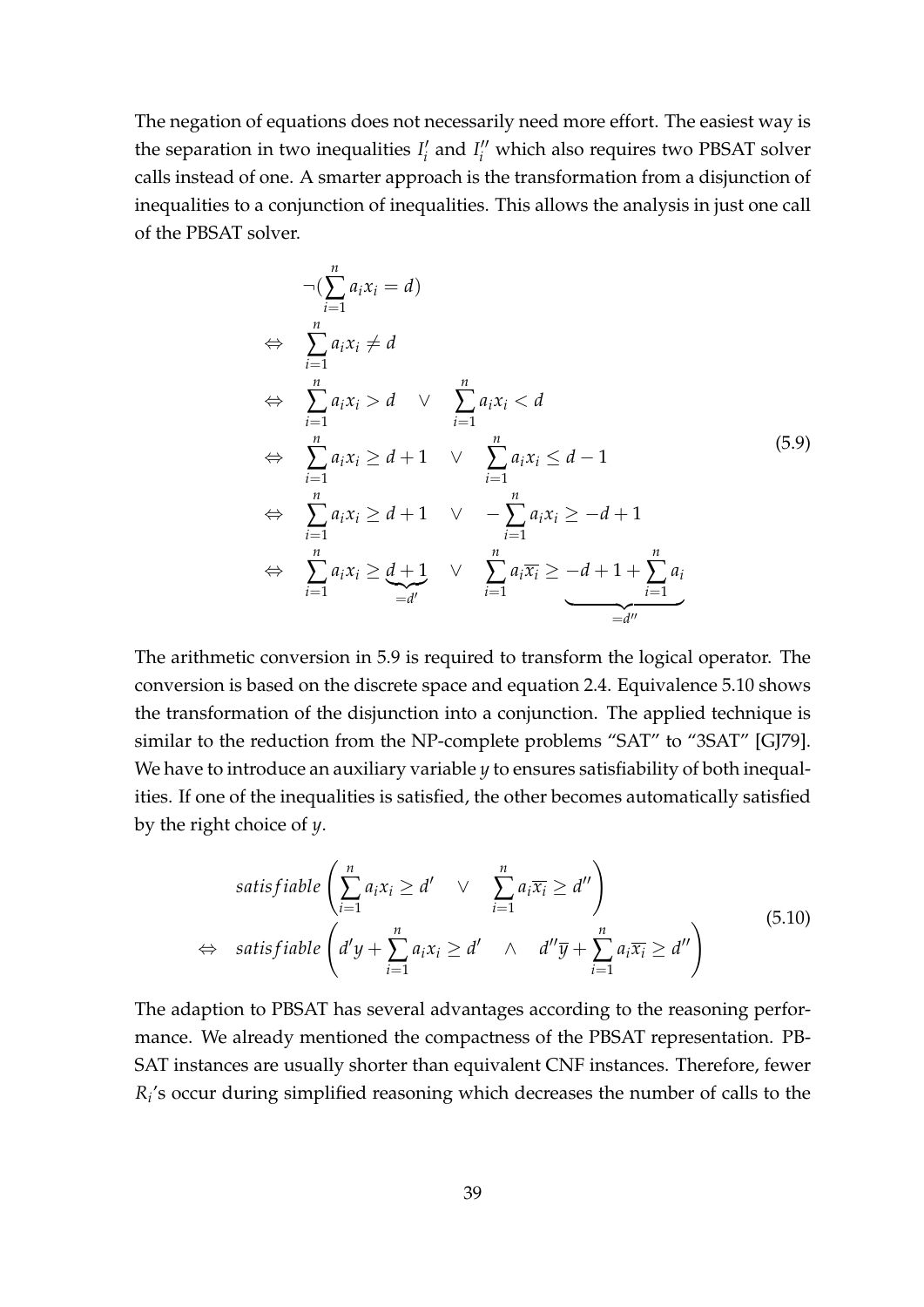The negation of equations does not necessarily need more effort. The easiest way is the separation in two inequalities $I'_i$ and $I''_i$ which also requires two PBSAT solver calls instead of one. A smarter approach is the transformation from a disjunction of inequalities to a conjunction of inequalities. This allows the analysis in just one call of the PBSAT solver.

$$
\begin{aligned}
& \neg(\sum_{i=1}^{n} a_i x_i = d) \\
\Leftrightarrow \quad & \sum_{i=1}^{n} a_i x_i \neq d \\
\Leftrightarrow \quad & \sum_{i=1}^{n} a_i x_i > d \quad \vee \quad \sum_{i=1}^{n} a_i x_i < d \\
\Leftrightarrow \quad & \sum_{i=1}^{n} a_i x_i \geq d+1 \quad \vee \quad \sum_{i=1}^{n} a_i x_i \leq d-1 \\
\Leftrightarrow \quad & \sum_{i=1}^{n} a_i x_i \geq d+1 \quad \vee \quad -\sum_{i=1}^{n} a_i x_i \geq -d+1 \\
\Leftrightarrow \quad & \sum_{i=1}^{n} a_i x_i \geq \underbrace{d+1}_{=d'} \quad \vee \quad \sum_{i=1}^{n} a_i \overline{x_i} \geq \underbrace{-d+1+\sum_{i=1}^{n} a_i}_{=d''}
\end{aligned}
\tag{5.9}
$$

The arithmetic conversion in 5.9 is required to transform the logical operator. The conversion is based on the discrete space and equation 2.4. Equivalence 5.10 shows the transformation of the disjunction into a conjunction. The applied technique is similar to the reduction from the NP-complete problems "SAT" to "3SAT" [GJ79]. We have to introduce an auxiliary variable $y$ to ensures satisfiability of both inequalities. If one of the inequalities is satisfied, the other becomes automatically satisfied by the right choice of $y$.

$$
\begin{aligned}
& satisfiable\left(\sum_{i=1}^{n} a_i x_i \geq d' \quad \vee \quad \sum_{i=1}^{n} a_i \overline{x_i} \geq d''\right) \\
\Leftrightarrow \quad & satisfiable\left(d'y + \sum_{i=1}^{n} a_i x_i \geq d' \quad \wedge \quad d''\overline{y} + \sum_{i=1}^{n} a_i \overline{x_i} \geq d''\right)
\end{aligned}
\tag{5.10}
$$

The adaption to PBSAT has several advantages according to the reasoning performance. We already mentioned the compactness of the PBSAT representation. PBSAT instances are usually shorter than equivalent CNF instances. Therefore, fewer $R_i$'s occur during simplified reasoning which decreases the number of calls to the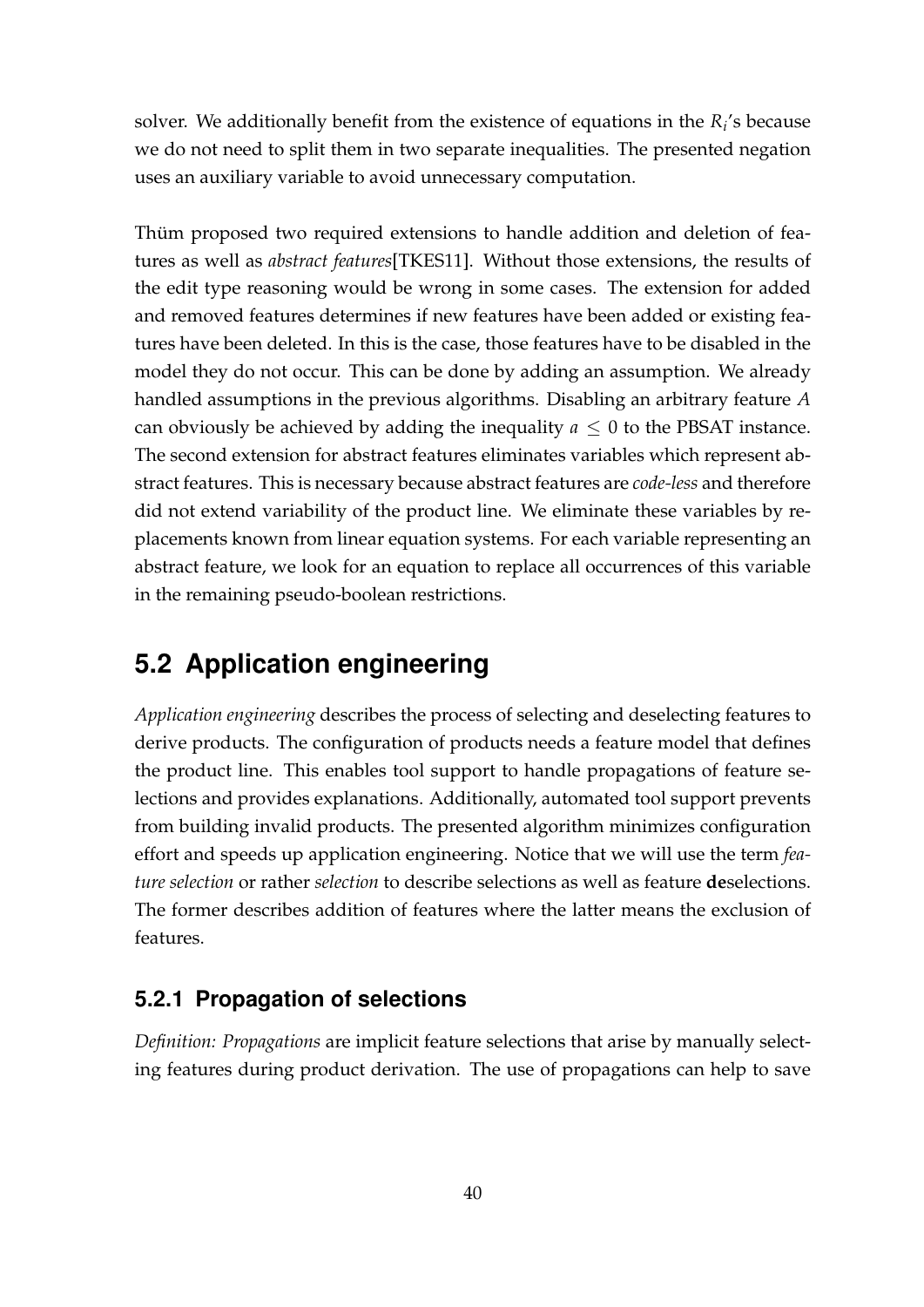solver. We additionally benefit from the existence of equations in the $R_i$'s because we do not need to split them in two separate inequalities. The presented negation uses an auxiliary variable to avoid unnecessary computation.

Thüm proposed two required extensions to handle addition and deletion of features as well as *abstract features*[TKES11]. Without those extensions, the results of the edit type reasoning would be wrong in some cases. The extension for added and removed features determines if new features have been added or existing features have been deleted. In this is the case, those features have to be disabled in the model they do not occur. This can be done by adding an assumption. We already handled assumptions in the previous algorithms. Disabling an arbitrary feature $A$ can obviously be achieved by adding the inequality $a \leq 0$ to the PBSAT instance. The second extension for abstract features eliminates variables which represent abstract features. This is necessary because abstract features are *code-less* and therefore did not extend variability of the product line. We eliminate these variables by replacements known from linear equation systems. For each variable representing an abstract feature, we look for an equation to replace all occurrences of this variable in the remaining pseudo-boolean restrictions.

## 5.2 Application engineering

*Application engineering* describes the process of selecting and deselecting features to derive products. The configuration of products needs a feature model that defines the product line. This enables tool support to handle propagations of feature selections and provides explanations. Additionally, automated tool support prevents from building invalid products. The presented algorithm minimizes configuration effort and speeds up application engineering. Notice that we will use the term *feature selection* or rather *selection* to describe selections as well as feature **de**selections. The former describes addition of features where the latter means the exclusion of features.

### 5.2.1 Propagation of selections

*Definition: Propagations* are implicit feature selections that arise by manually selecting features during product derivation. The use of propagations can help to save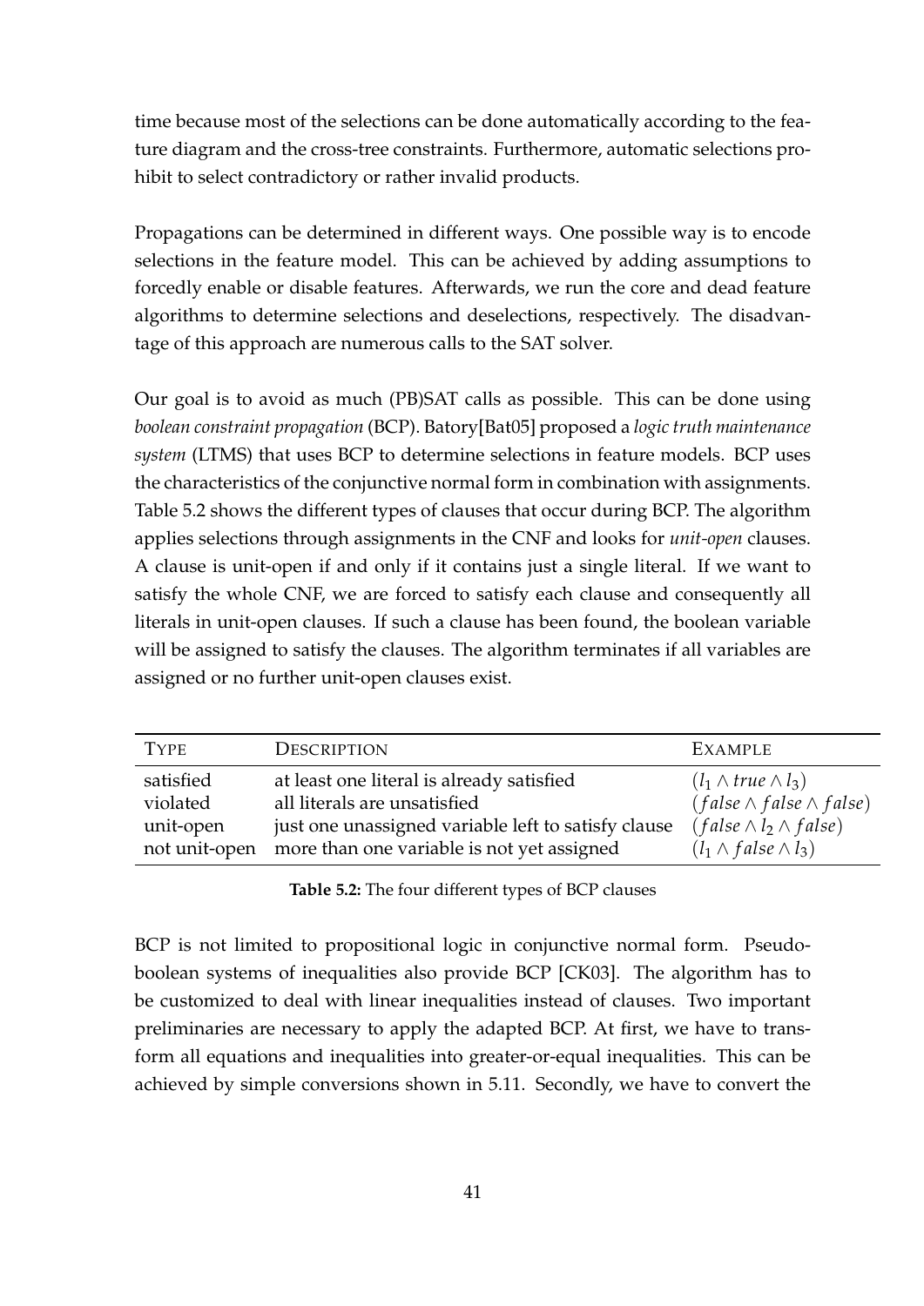time because most of the selections can be done automatically according to the feature diagram and the cross-tree constraints. Furthermore, automatic selections prohibit to select contradictory or rather invalid products.

Propagations can be determined in different ways. One possible way is to encode selections in the feature model. This can be achieved by adding assumptions to forcedly enable or disable features. Afterwards, we run the core and dead feature algorithms to determine selections and deselections, respectively. The disadvantage of this approach are numerous calls to the SAT solver.

Our goal is to avoid as much (PB)SAT calls as possible. This can be done using *boolean constraint propagation* (BCP). Batory[Bat05] proposed a *logic truth maintenance system* (LTMS) that uses BCP to determine selections in feature models. BCP uses the characteristics of the conjunctive normal form in combination with assignments. Table 5.2 shows the different types of clauses that occur during BCP. The algorithm applies selections through assignments in the CNF and looks for *unit-open* clauses. A clause is unit-open if and only if it contains just a single literal. If we want to satisfy the whole CNF, we are forced to satisfy each clause and consequently all literals in unit-open clauses. If such a clause has been found, the boolean variable will be assigned to satisfy the clauses. The algorithm terminates if all variables are assigned or no further unit-open clauses exist.

| Type | Description | Example |
|---|---|---|
| satisfied | at least one literal is already satisfied | $(l_1 \wedge true \wedge l_3)$ |
| violated | all literals are unsatisfied | $(false \wedge false \wedge false)$ |
| unit-open | just one unassigned variable left to satisfy clause | $(false \wedge l_2 \wedge false)$ |
| not unit-open | more than one variable is not yet assigned | $(l_1 \wedge false \wedge l_3)$ |

**Table 5.2:** The four different types of BCP clauses

BCP is not limited to propositional logic in conjunctive normal form. Pseudo-boolean systems of inequalities also provide BCP [CK03]. The algorithm has to be customized to deal with linear inequalities instead of clauses. Two important preliminaries are necessary to apply the adapted BCP. At first, we have to transform all equations and inequalities into greater-or-equal inequalities. This can be achieved by simple conversions shown in 5.11. Secondly, we have to convert the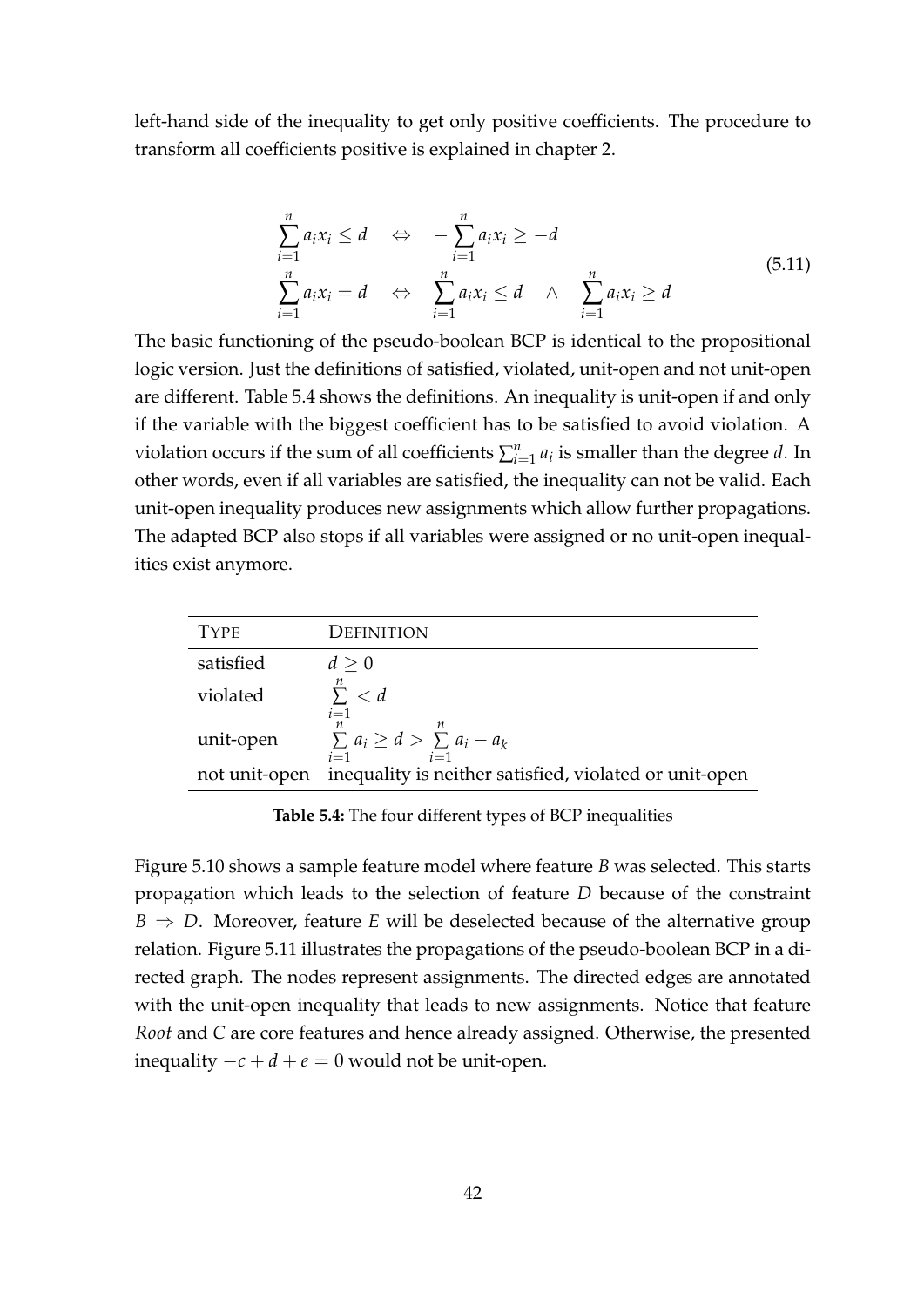left-hand side of the inequality to get only positive coefficients. The procedure to transform all coefficients positive is explained in chapter 2.

$$
\begin{aligned}
\sum_{i=1}^{n} a_i x_i \leq d \quad &\Leftrightarrow \quad -\sum_{i=1}^{n} a_i x_i \geq -d \\
\sum_{i=1}^{n} a_i x_i = d \quad &\Leftrightarrow \quad \sum_{i=1}^{n} a_i x_i \leq d \quad \wedge \quad \sum_{i=1}^{n} a_i x_i \geq d
\end{aligned}
\tag{5.11}
$$

The basic functioning of the pseudo-boolean BCP is identical to the propositional logic version. Just the definitions of satisfied, violated, unit-open and not unit-open are different. Table 5.4 shows the definitions. An inequality is unit-open if and only if the variable with the biggest coefficient has to be satisfied to avoid violation. A violation occurs if the sum of all coefficients $\sum_{i=1}^{n} a_i$ is smaller than the degree $d$. In other words, even if all variables are satisfied, the inequality can not be valid. Each unit-open inequality produces new assignments which allow further propagations. The adapted BCP also stops if all variables were assigned or no unit-open inequalities exist anymore.

| TYPE | DEFINITION |
|---|---|
| satisfied | $d \geq 0$ |
| violated | $\sum_{i=1}^{n} < d$ |
| unit-open | $\sum_{i=1}^{n} a_i \geq d > \sum_{i=1}^{n} a_i - a_k$ |
| not unit-open | inequality is neither satisfied, violated or unit-open |

**Table 5.4:** The four different types of BCP inequalities

Figure 5.10 shows a sample feature model where feature $B$ was selected. This starts propagation which leads to the selection of feature $D$ because of the constraint $B \Rightarrow D$. Moreover, feature $E$ will be deselected because of the alternative group relation. Figure 5.11 illustrates the propagations of the pseudo-boolean BCP in a directed graph. The nodes represent assignments. The directed edges are annotated with the unit-open inequality that leads to new assignments. Notice that feature *Root* and $C$ are core features and hence already assigned. Otherwise, the presented inequality $-c + d + e = 0$ would not be unit-open.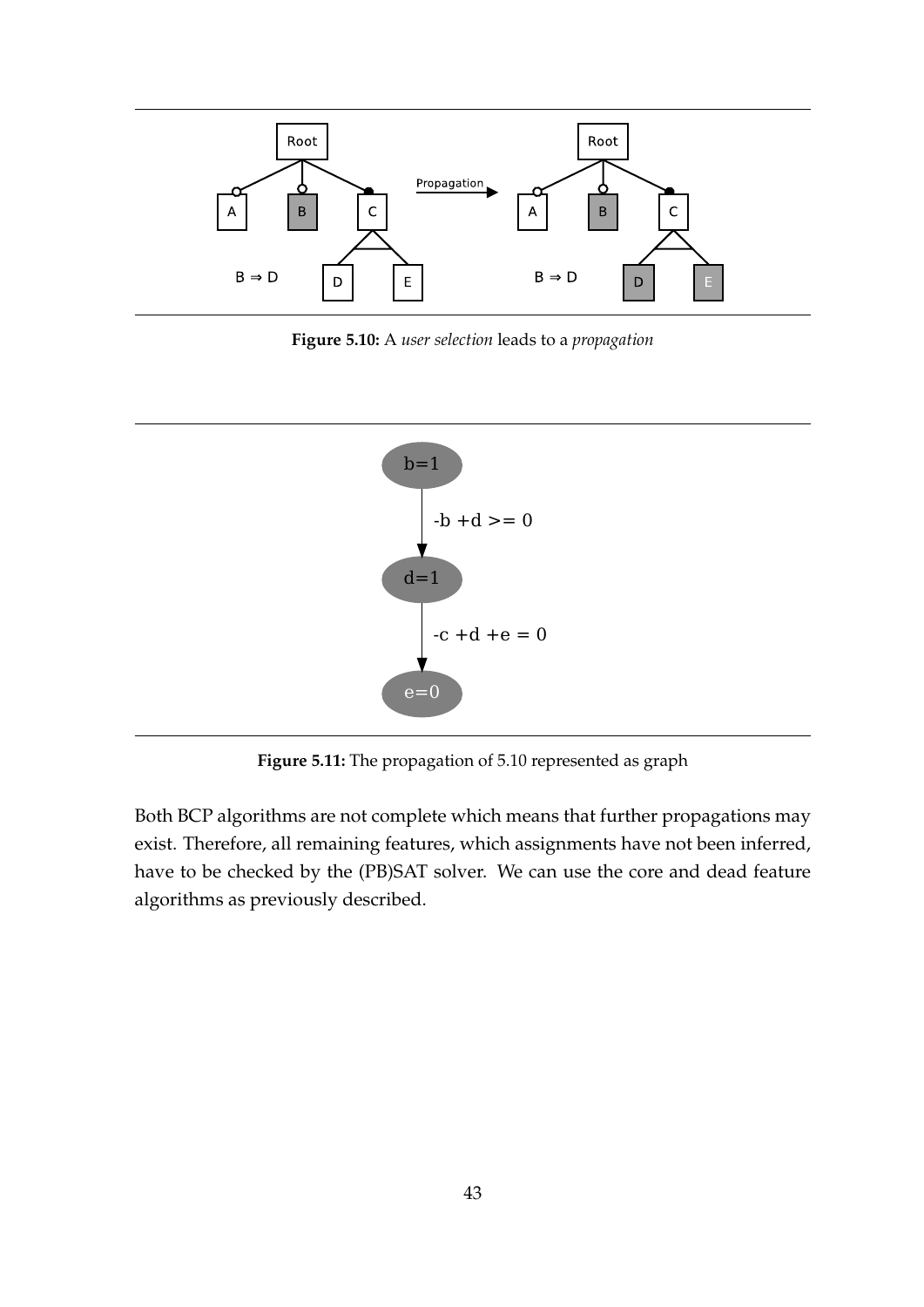**Figure 5.10:** A *user selection* leads to a *propagation*

**Figure 5.11:** The propagation of 5.10 represented as graph

Both BCP algorithms are not complete which means that further propagations may exist. Therefore, all remaining features, which assignments have not been inferred, have to be checked by the (PB)SAT solver. We can use the core and dead feature algorithms as previously described.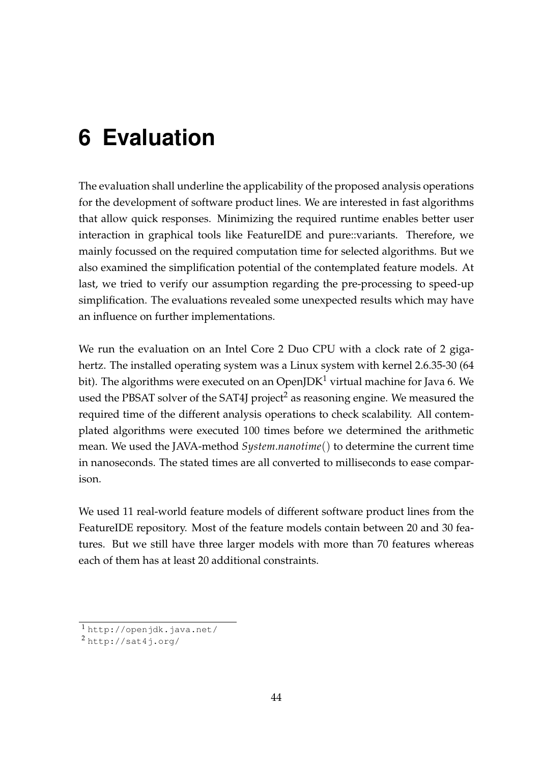# 6 Evaluation

The evaluation shall underline the applicability of the proposed analysis operations for the development of software product lines. We are interested in fast algorithms that allow quick responses. Minimizing the required runtime enables better user interaction in graphical tools like FeatureIDE and pure::variants. Therefore, we mainly focussed on the required computation time for selected algorithms. But we also examined the simplification potential of the contemplated feature models. At last, we tried to verify our assumption regarding the pre-processing to speed-up simplification. The evaluations revealed some unexpected results which may have an influence on further implementations.

We run the evaluation on an Intel Core 2 Duo CPU with a clock rate of 2 gigahertz. The installed operating system was a Linux system with kernel 2.6.35-30 (64 bit). The algorithms were executed on an OpenJDK[1] virtual machine for Java 6. We used the PBSAT solver of the SAT4J project[2] as reasoning engine. We measured the required time of the different analysis operations to check scalability. All contemplated algorithms were executed 100 times before we determined the arithmetic mean. We used the JAVA-method *System.nanotime*() to determine the current time in nanoseconds. The stated times are all converted to milliseconds to ease comparison.

We used 11 real-world feature models of different software product lines from the FeatureIDE repository. Most of the feature models contain between 20 and 30 features. But we still have three larger models with more than 70 features whereas each of them has at least 20 additional constraints.

---

[1] http://openjdk.java.net/

[2] http://sat4j.org/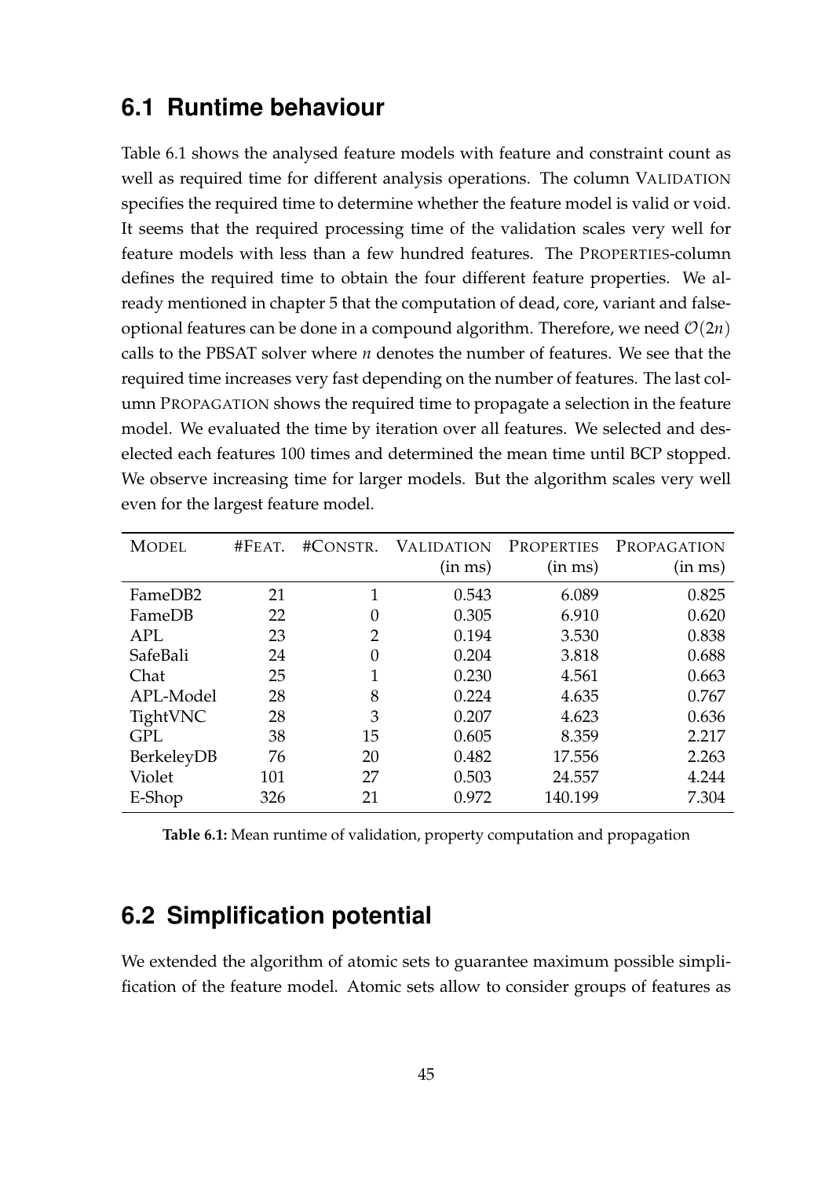## 6.1 Runtime behaviour

Table 6.1 shows the analysed feature models with feature and constraint count as well as required time for different analysis operations. The column VALIDATION specifies the required time to determine whether the feature model is valid or void. It seems that the required processing time of the validation scales very well for feature models with less than a few hundred features. The PROPERTIES-column defines the required time to obtain the four different feature properties. We already mentioned in chapter 5 that the computation of dead, core, variant and false-optional features can be done in a compound algorithm. Therefore, we need $\mathcal{O}(2n)$ calls to the PBSAT solver where $n$ denotes the number of features. We see that the required time increases very fast depending on the number of features. The last column PROPAGATION shows the required time to propagate a selection in the feature model. We evaluated the time by iteration over all features. We selected and deselected each features 100 times and determined the mean time until BCP stopped. We observe increasing time for larger models. But the algorithm scales very well even for the largest feature model.

| MODEL | #FEAT. | #CONSTR. | VALIDATION (in ms) | PROPERTIES (in ms) | PROPAGATION (in ms) |
|---|---|---|---|---|---|
| FameDB2 | 21 | 1 | 0.543 | 6.089 | 0.825 |
| FameDB | 22 | 0 | 0.305 | 6.910 | 0.620 |
| APL | 23 | 2 | 0.194 | 3.530 | 0.838 |
| SafeBali | 24 | 0 | 0.204 | 3.818 | 0.688 |
| Chat | 25 | 1 | 0.230 | 4.561 | 0.663 |
| APL-Model | 28 | 8 | 0.224 | 4.635 | 0.767 |
| TightVNC | 28 | 3 | 0.207 | 4.623 | 0.636 |
| GPL | 38 | 15 | 0.605 | 8.359 | 2.217 |
| BerkeleyDB | 76 | 20 | 0.482 | 17.556 | 2.263 |
| Violet | 101 | 27 | 0.503 | 24.557 | 4.244 |
| E-Shop | 326 | 21 | 0.972 | 140.199 | 7.304 |

**Table 6.1:** Mean runtime of validation, property computation and propagation

## 6.2 Simplification potential

We extended the algorithm of atomic sets to guarantee maximum possible simplification of the feature model. Atomic sets allow to consider groups of features as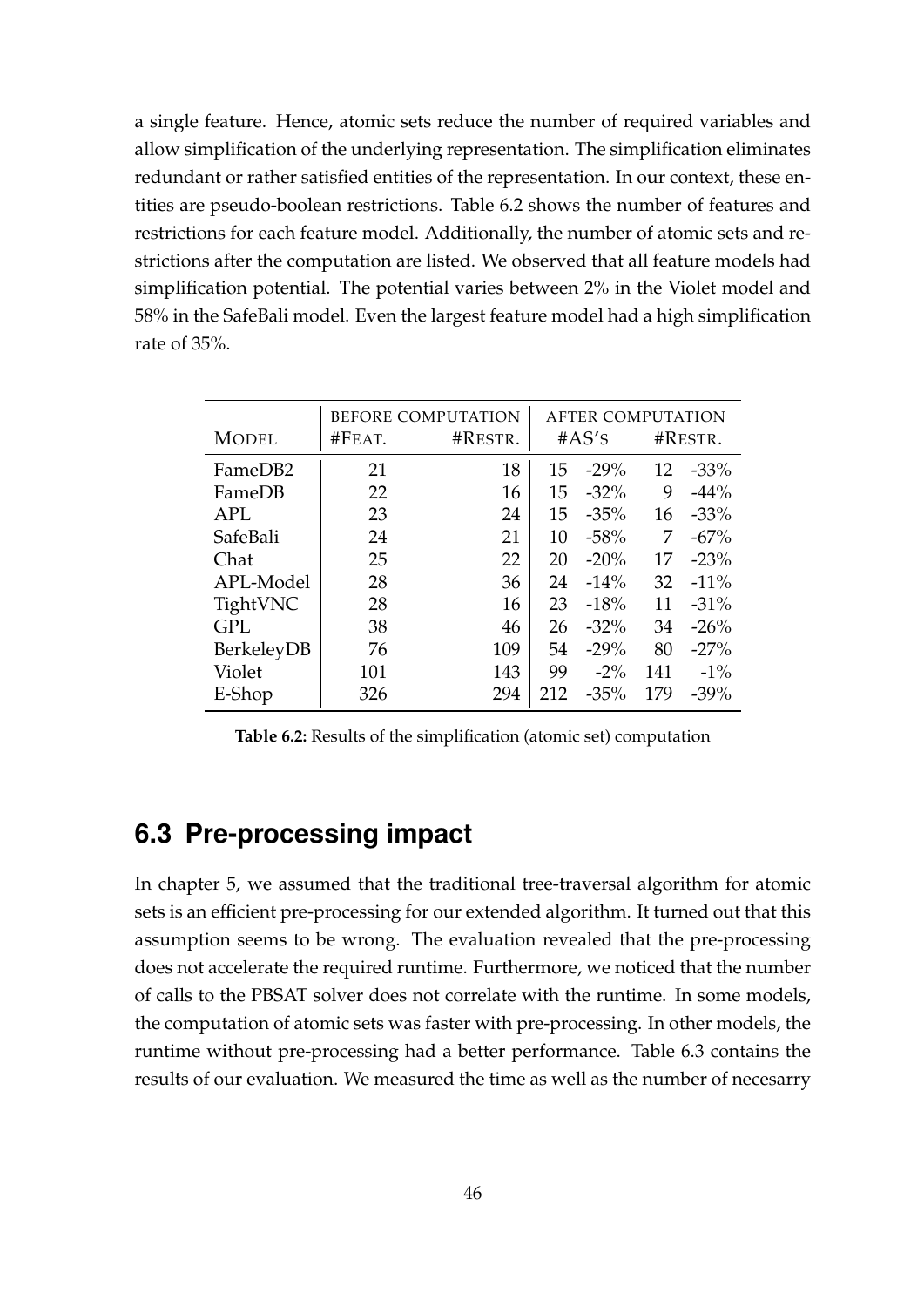a single feature. Hence, atomic sets reduce the number of required variables and allow simplification of the underlying representation. The simplification eliminates redundant or rather satisfied entities of the representation. In our context, these entities are pseudo-boolean restrictions. Table 6.2 shows the number of features and restrictions for each feature model. Additionally, the number of atomic sets and restrictions after the computation are listed. We observed that all feature models had simplification potential. The potential varies between 2% in the Violet model and 58% in the SafeBali model. Even the largest feature model had a high simplification rate of 35%.

| | Before computation | | After computation | | | |
|---|---|---|---|---|---|---|
| Model | #Feat. | #Restr. | #AS's | | #Restr. | |
| FameDB2 | 21 | 18 | 15 | -29% | 12 | -33% |
| FameDB | 22 | 16 | 15 | -32% | 9 | -44% |
| APL | 23 | 24 | 15 | -35% | 16 | -33% |
| SafeBali | 24 | 21 | 10 | -58% | 7 | -67% |
| Chat | 25 | 22 | 20 | -20% | 17 | -23% |
| APL-Model | 28 | 36 | 24 | -14% | 32 | -11% |
| TightVNC | 28 | 16 | 23 | -18% | 11 | -31% |
| GPL | 38 | 46 | 26 | -32% | 34 | -26% |
| BerkeleyDB | 76 | 109 | 54 | -29% | 80 | -27% |
| Violet | 101 | 143 | 99 | -2% | 141 | -1% |
| E-Shop | 326 | 294 | 212 | -35% | 179 | -39% |

**Table 6.2:** Results of the simplification (atomic set) computation

## 6.3 Pre-processing impact

In chapter 5, we assumed that the traditional tree-traversal algorithm for atomic sets is an efficient pre-processing for our extended algorithm. It turned out that this assumption seems to be wrong. The evaluation revealed that the pre-processing does not accelerate the required runtime. Furthermore, we noticed that the number of calls to the PBSAT solver does not correlate with the runtime. In some models, the computation of atomic sets was faster with pre-processing. In other models, the runtime without pre-processing had a better performance. Table 6.3 contains the results of our evaluation. We measured the time as well as the number of necesarry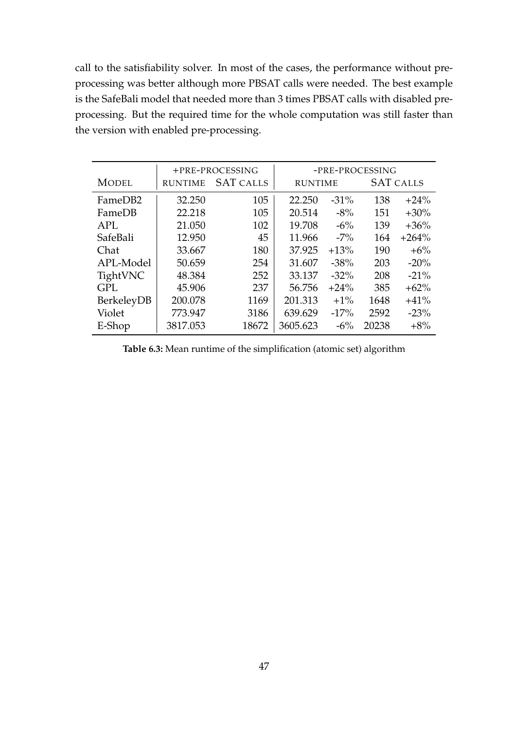call to the satisfiability solver. In most of the cases, the performance without pre-processing was better although more PBSAT calls were needed. The best example is the SafeBali model that needed more than 3 times PBSAT calls with disabled pre-processing. But the required time for the whole computation was still faster than the version with enabled pre-processing.

| MODEL | +PRE-PROCESSING | | -PRE-PROCESSING | | | |
|---|---|---|---|---|---|---|
| | RUNTIME | SAT CALLS | RUNTIME | | SAT CALLS | |
| FameDB2 | 32.250 | 105 | 22.250 | -31% | 138 | +24% |
| FameDB | 22.218 | 105 | 20.514 | -8% | 151 | +30% |
| APL | 21.050 | 102 | 19.708 | -6% | 139 | +36% |
| SafeBali | 12.950 | 45 | 11.966 | -7% | 164 | +264% |
| Chat | 33.667 | 180 | 37.925 | +13% | 190 | +6% |
| APL-Model | 50.659 | 254 | 31.607 | -38% | 203 | -20% |
| TightVNC | 48.384 | 252 | 33.137 | -32% | 208 | -21% |
| GPL | 45.906 | 237 | 56.756 | +24% | 385 | +62% |
| BerkeleyDB | 200.078 | 1169 | 201.313 | +1% | 1648 | +41% |
| Violet | 773.947 | 3186 | 639.629 | -17% | 2592 | -23% |
| E-Shop | 3817.053 | 18672 | 3605.623 | -6% | 20238 | +8% |

**Table 6.3:** Mean runtime of the simplification (atomic set) algorithm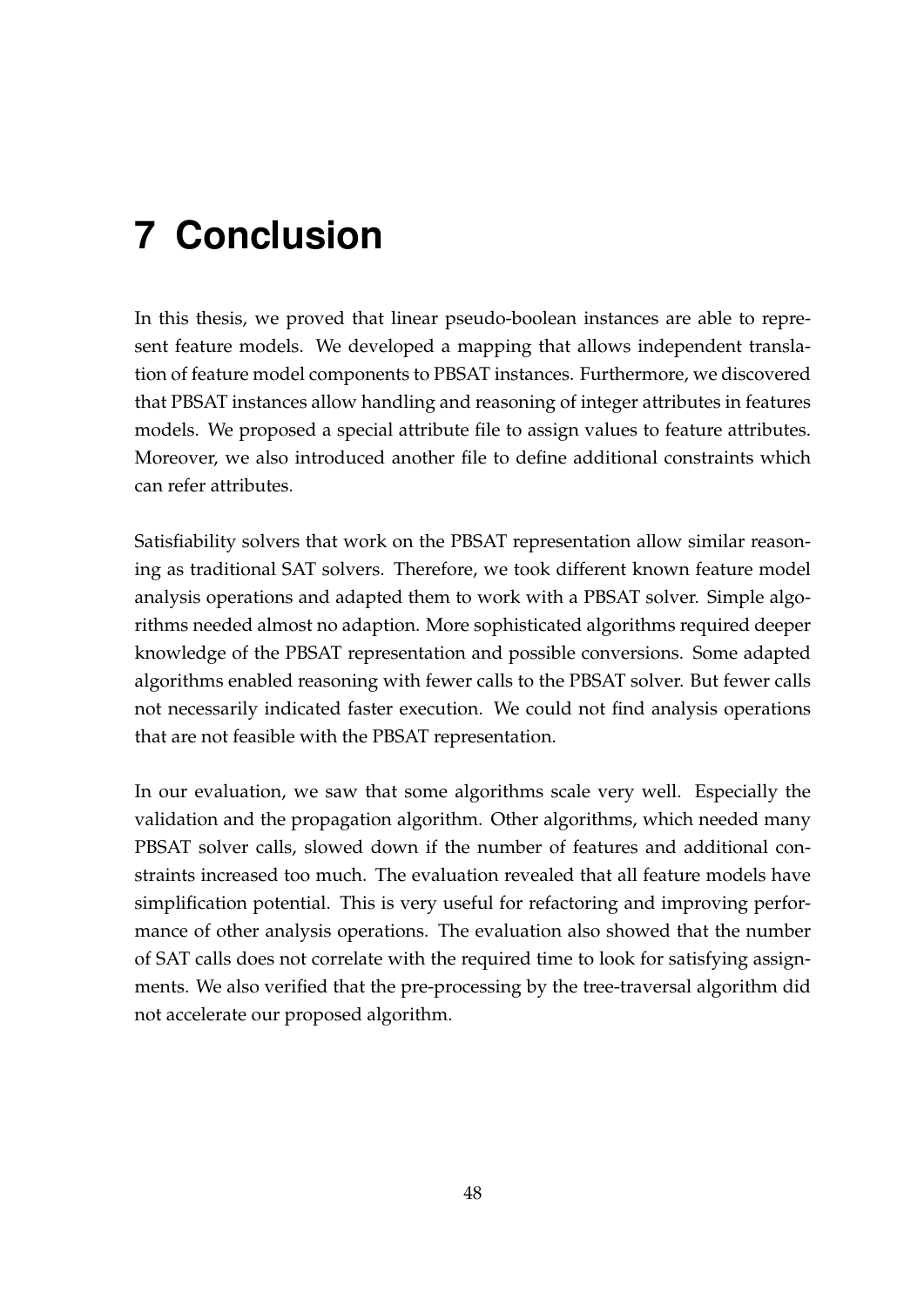# 7 Conclusion

In this thesis, we proved that linear pseudo-boolean instances are able to represent feature models. We developed a mapping that allows independent translation of feature model components to PBSAT instances. Furthermore, we discovered that PBSAT instances allow handling and reasoning of integer attributes in features models. We proposed a special attribute file to assign values to feature attributes. Moreover, we also introduced another file to define additional constraints which can refer attributes.

Satisfiability solvers that work on the PBSAT representation allow similar reasoning as traditional SAT solvers. Therefore, we took different known feature model analysis operations and adapted them to work with a PBSAT solver. Simple algorithms needed almost no adaption. More sophisticated algorithms required deeper knowledge of the PBSAT representation and possible conversions. Some adapted algorithms enabled reasoning with fewer calls to the PBSAT solver. But fewer calls not necessarily indicated faster execution. We could not find analysis operations that are not feasible with the PBSAT representation.

In our evaluation, we saw that some algorithms scale very well. Especially the validation and the propagation algorithm. Other algorithms, which needed many PBSAT solver calls, slowed down if the number of features and additional constraints increased too much. The evaluation revealed that all feature models have simplification potential. This is very useful for refactoring and improving performance of other analysis operations. The evaluation also showed that the number of SAT calls does not correlate with the required time to look for satisfying assignments. We also verified that the pre-processing by the tree-traversal algorithm did not accelerate our proposed algorithm.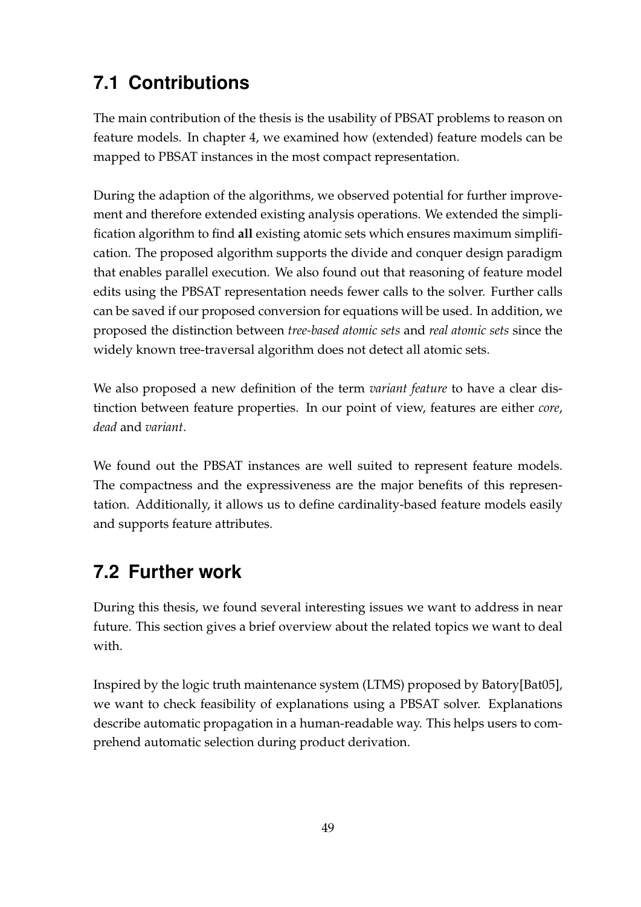## 7.1 Contributions

The main contribution of the thesis is the usability of PBSAT problems to reason on feature models. In chapter 4, we examined how (extended) feature models can be mapped to PBSAT instances in the most compact representation.

During the adaption of the algorithms, we observed potential for further improvement and therefore extended existing analysis operations. We extended the simplification algorithm to find **all** existing atomic sets which ensures maximum simplification. The proposed algorithm supports the divide and conquer design paradigm that enables parallel execution. We also found out that reasoning of feature model edits using the PBSAT representation needs fewer calls to the solver. Further calls can be saved if our proposed conversion for equations will be used. In addition, we proposed the distinction between *tree-based atomic sets* and *real atomic sets* since the widely known tree-traversal algorithm does not detect all atomic sets.

We also proposed a new definition of the term *variant feature* to have a clear distinction between feature properties. In our point of view, features are either *core*, *dead* and *variant*.

We found out the PBSAT instances are well suited to represent feature models. The compactness and the expressiveness are the major benefits of this representation. Additionally, it allows us to define cardinality-based feature models easily and supports feature attributes.

## 7.2 Further work

During this thesis, we found several interesting issues we want to address in near future. This section gives a brief overview about the related topics we want to deal with.

Inspired by the logic truth maintenance system (LTMS) proposed by Batory[Bat05], we want to check feasibility of explanations using a PBSAT solver. Explanations describe automatic propagation in a human-readable way. This helps users to comprehend automatic selection during product derivation.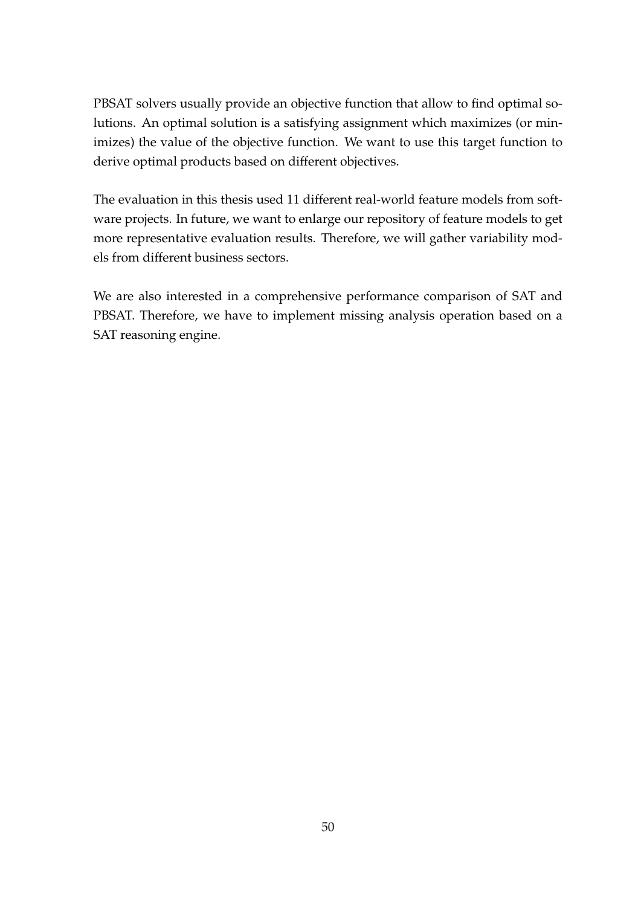PBSAT solvers usually provide an objective function that allow to find optimal solutions. An optimal solution is a satisfying assignment which maximizes (or minimizes) the value of the objective function. We want to use this target function to derive optimal products based on different objectives.

The evaluation in this thesis used 11 different real-world feature models from software projects. In future, we want to enlarge our repository of feature models to get more representative evaluation results. Therefore, we will gather variability models from different business sectors.

We are also interested in a comprehensive performance comparison of SAT and PBSAT. Therefore, we have to implement missing analysis operation based on a SAT reasoning engine.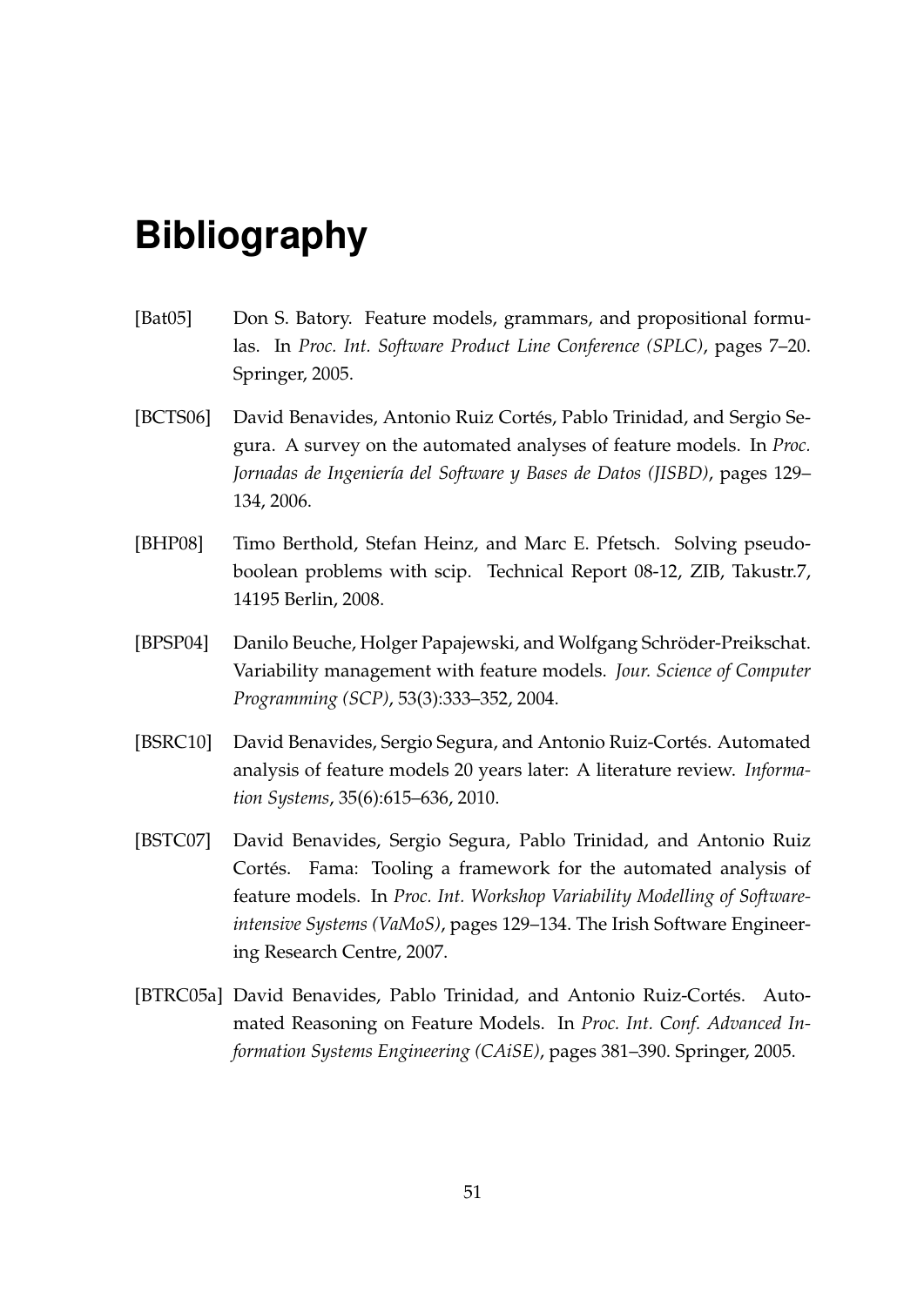# Bibliography

[Bat05] Don S. Batory. Feature models, grammars, and propositional formulas. In *Proc. Int. Software Product Line Conference (SPLC)*, pages 7–20. Springer, 2005.

[BCTS06] David Benavides, Antonio Ruiz Cortés, Pablo Trinidad, and Sergio Segura. A survey on the automated analyses of feature models. In *Proc. Jornadas de Ingeniería del Software y Bases de Datos (JISBD)*, pages 129–134, 2006.

[BHP08] Timo Berthold, Stefan Heinz, and Marc E. Pfetsch. Solving pseudo-boolean problems with scip. Technical Report 08-12, ZIB, Takustr.7, 14195 Berlin, 2008.

[BPSP04] Danilo Beuche, Holger Papajewski, and Wolfgang Schröder-Preikschat. Variability management with feature models. *Jour. Science of Computer Programming (SCP)*, 53(3):333–352, 2004.

[BSRC10] David Benavides, Sergio Segura, and Antonio Ruiz-Cortés. Automated analysis of feature models 20 years later: A literature review. *Information Systems*, 35(6):615–636, 2010.

[BSTC07] David Benavides, Sergio Segura, Pablo Trinidad, and Antonio Ruiz Cortés. Fama: Tooling a framework for the automated analysis of feature models. In *Proc. Int. Workshop Variability Modelling of Software-intensive Systems (VaMoS)*, pages 129–134. The Irish Software Engineering Research Centre, 2007.

[BTRC05a] David Benavides, Pablo Trinidad, and Antonio Ruiz-Cortés. Automated Reasoning on Feature Models. In *Proc. Int. Conf. Advanced Information Systems Engineering (CAiSE)*, pages 381–390. Springer, 2005.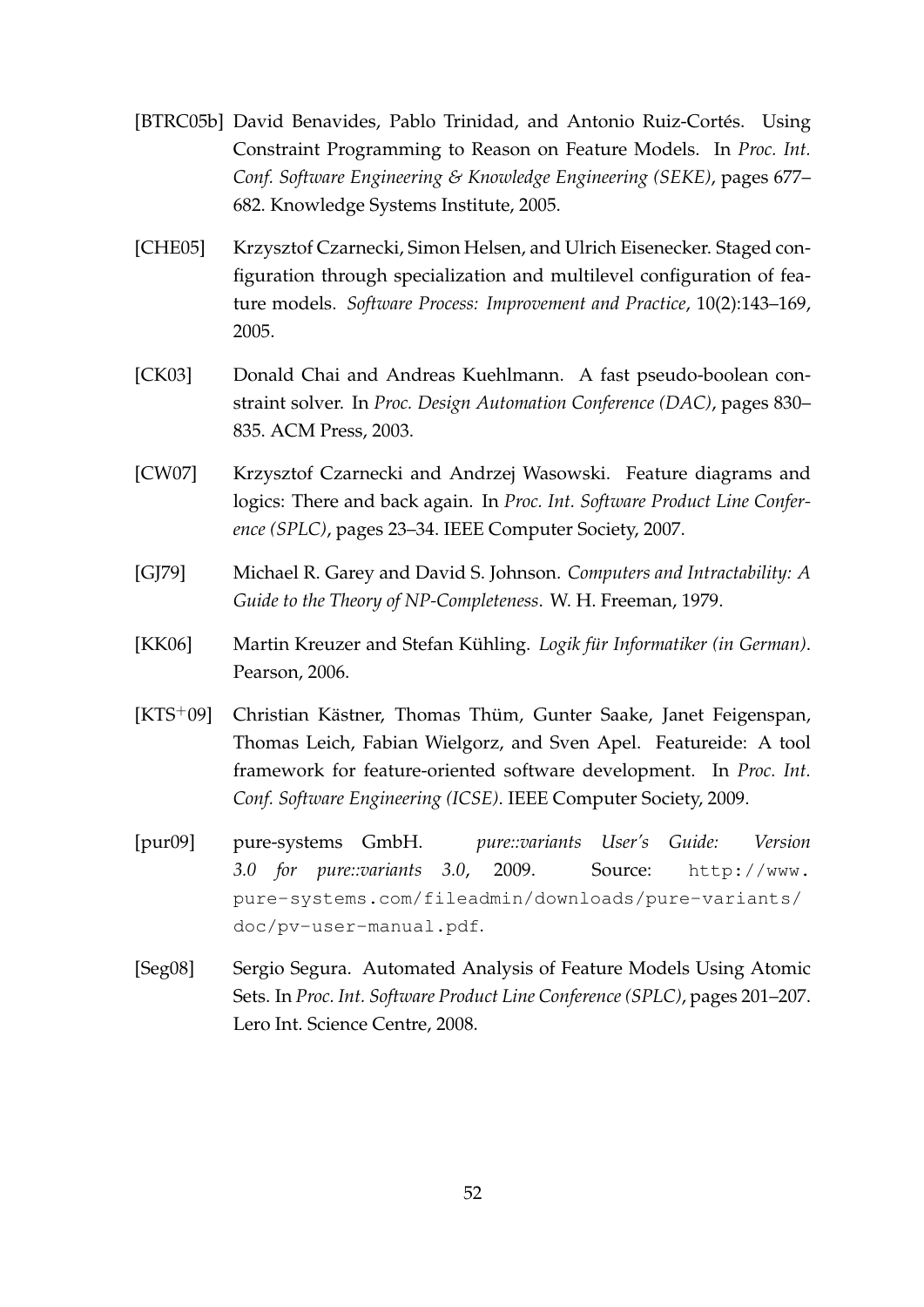[BTRC05b] David Benavides, Pablo Trinidad, and Antonio Ruiz-Cortés. Using Constraint Programming to Reason on Feature Models. In *Proc. Int. Conf. Software Engineering & Knowledge Engineering (SEKE)*, pages 677–682. Knowledge Systems Institute, 2005.

[CHE05] Krzysztof Czarnecki, Simon Helsen, and Ulrich Eisenecker. Staged configuration through specialization and multilevel configuration of feature models. *Software Process: Improvement and Practice*, 10(2):143–169, 2005.

[CK03] Donald Chai and Andreas Kuehlmann. A fast pseudo-boolean constraint solver. In *Proc. Design Automation Conference (DAC)*, pages 830–835. ACM Press, 2003.

[CW07] Krzysztof Czarnecki and Andrzej Wasowski. Feature diagrams and logics: There and back again. In *Proc. Int. Software Product Line Conference (SPLC)*, pages 23–34. IEEE Computer Society, 2007.

[GJ79] Michael R. Garey and David S. Johnson. *Computers and Intractability: A Guide to the Theory of NP-Completeness*. W. H. Freeman, 1979.

[KK06] Martin Kreuzer and Stefan Kühling. *Logik für Informatiker (in German)*. Pearson, 2006.

[KTS+09] Christian Kästner, Thomas Thüm, Gunter Saake, Janet Feigenspan, Thomas Leich, Fabian Wielgorz, and Sven Apel. Featureide: A tool framework for feature-oriented software development. In *Proc. Int. Conf. Software Engineering (ICSE)*. IEEE Computer Society, 2009.

[pur09] pure-systems GmbH. *pure::variants User's Guide: Version 3.0 for pure::variants 3.0*, 2009. Source: `http://www.pure-systems.com/fileadmin/downloads/pure-variants/doc/pv-user-manual.pdf`.

[Seg08] Sergio Segura. Automated Analysis of Feature Models Using Atomic Sets. In *Proc. Int. Software Product Line Conference (SPLC)*, pages 201–207. Lero Int. Science Centre, 2008.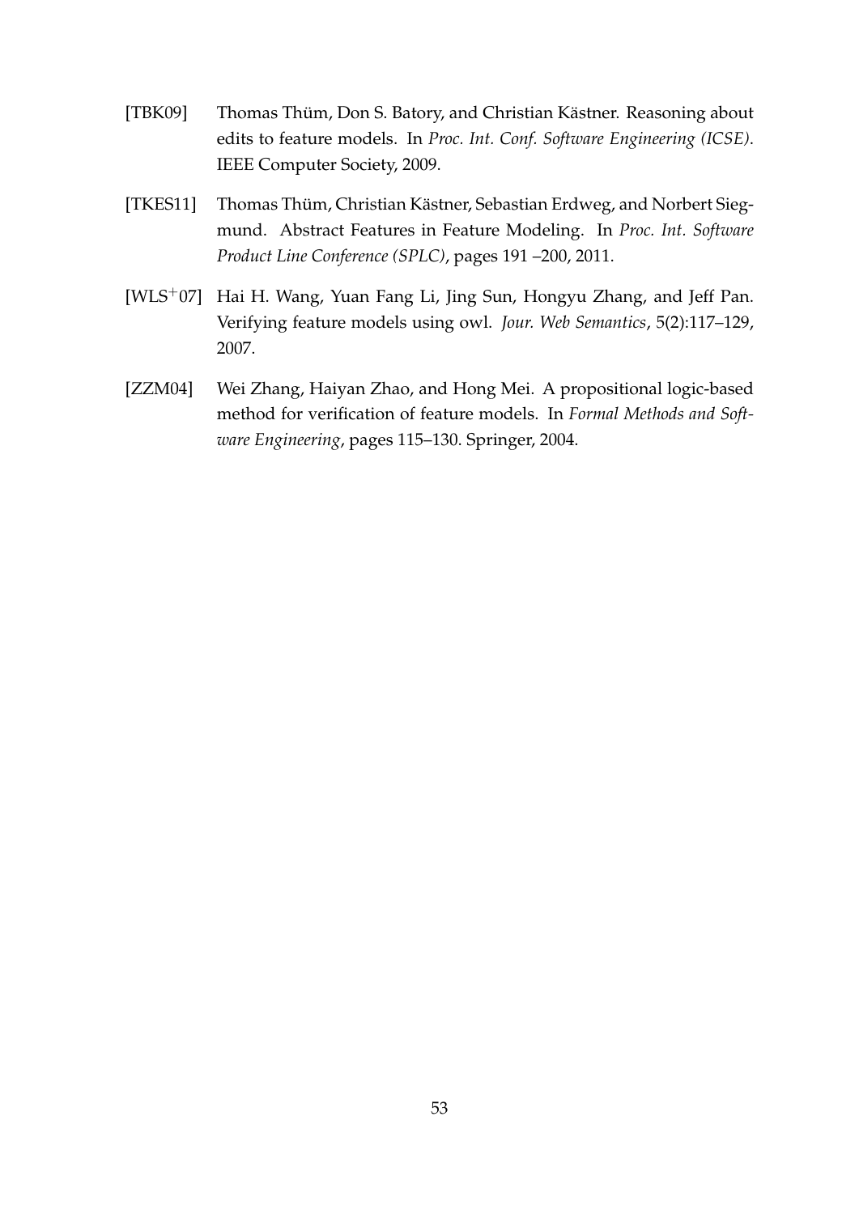[TBK09] Thomas Thüm, Don S. Batory, and Christian Kästner. Reasoning about edits to feature models. In *Proc. Int. Conf. Software Engineering (ICSE)*. IEEE Computer Society, 2009.

[TKES11] Thomas Thüm, Christian Kästner, Sebastian Erdweg, and Norbert Siegmund. Abstract Features in Feature Modeling. In *Proc. Int. Software Product Line Conference (SPLC)*, pages 191 –200, 2011.

[WLS+07] Hai H. Wang, Yuan Fang Li, Jing Sun, Hongyu Zhang, and Jeff Pan. Verifying feature models using owl. *Jour. Web Semantics*, 5(2):117–129, 2007.

[ZZM04] Wei Zhang, Haiyan Zhao, and Hong Mei. A propositional logic-based method for verification of feature models. In *Formal Methods and Software Engineering*, pages 115–130. Springer, 2004.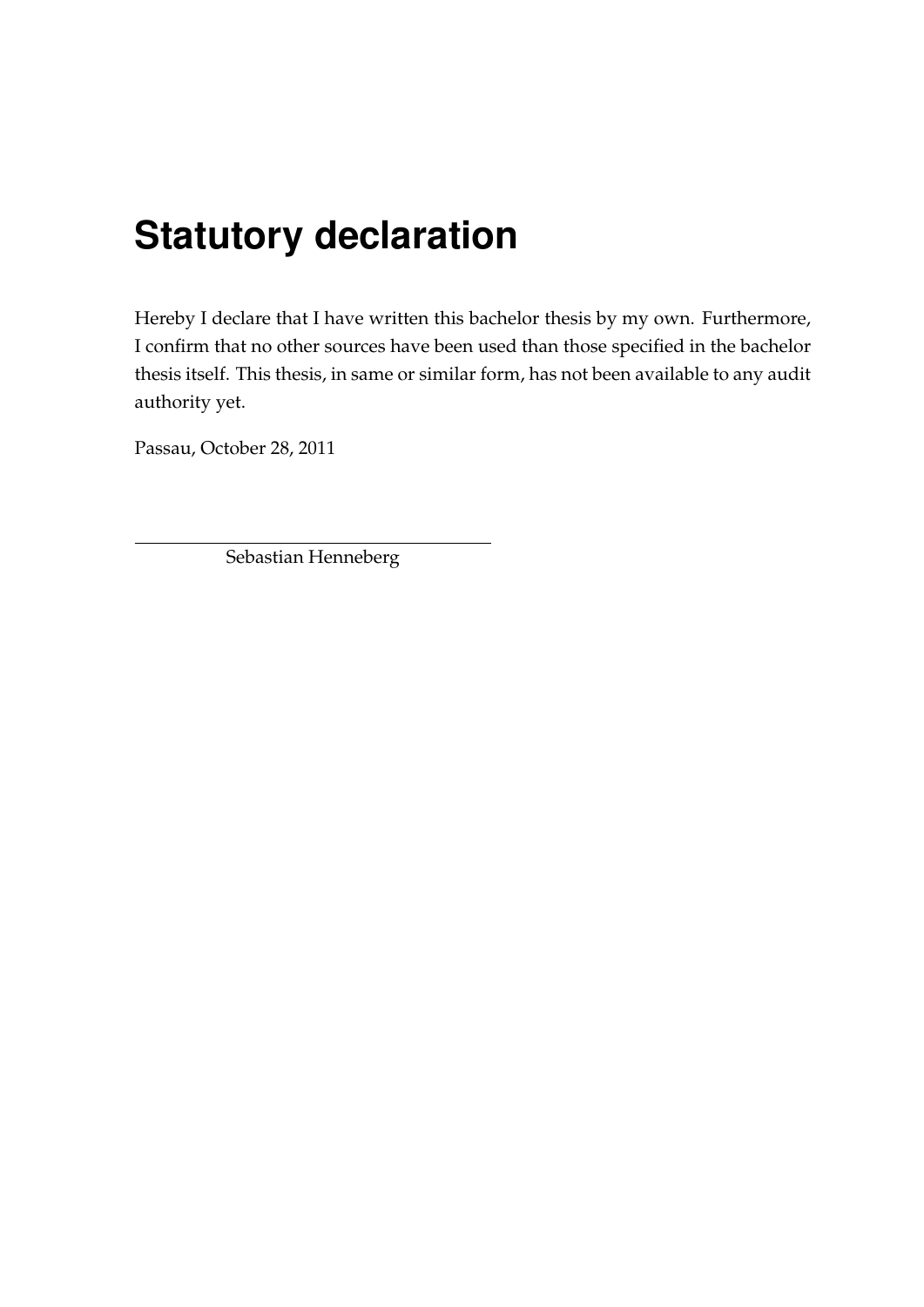# Statutory declaration

Hereby I declare that I have written this bachelor thesis by my own. Furthermore, I confirm that no other sources have been used than those specified in the bachelor thesis itself. This thesis, in same or similar form, has not been available to any audit authority yet.

Passau, October 28, 2011

Sebastian Henneberg